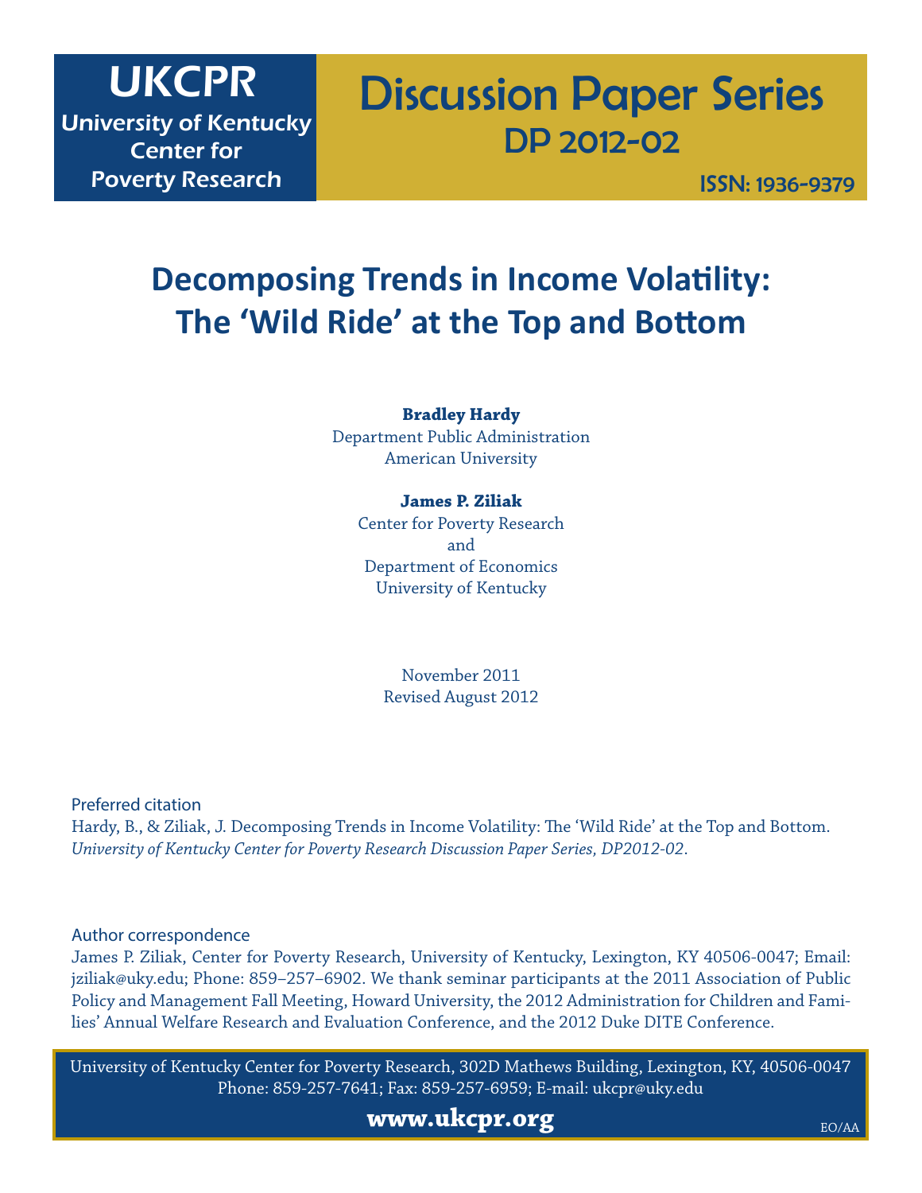**UKCPR**
**University of Kentucky Center for Poverty Research**

**Discussion Paper Series**
**DP 2012-02**

ISSN: 1936-9379

# Decomposing Trends in Income Volatility: The 'Wild Ride' at the Top and Bottom

**Bradley Hardy**
Department Public Administration
American University

**James P. Ziliak**
Center for Poverty Research
and
Department of Economics
University of Kentucky

November 2011
Revised August 2012

Preferred citation

Hardy, B., & Ziliak, J. Decomposing Trends in Income Volatility: The 'Wild Ride' at the Top and Bottom. *University of Kentucky Center for Poverty Research Discussion Paper Series, DP2012-02*.

Author correspondence

James P. Ziliak, Center for Poverty Research, University of Kentucky, Lexington, KY 40506-0047; Email: jziliak@uky.edu; Phone: 859–257–6902. We thank seminar participants at the 2011 Association of Public Policy and Management Fall Meeting, Howard University, the 2012 Administration for Children and Families' Annual Welfare Research and Evaluation Conference, and the 2012 Duke DITE Conference.

University of Kentucky Center for Poverty Research, 302D Mathews Building, Lexington, KY, 40506-0047
Phone: 859-257-7641; Fax: 859-257-6959; E-mail: ukcpr@uky.edu

**www.ukcpr.org**

EO/AA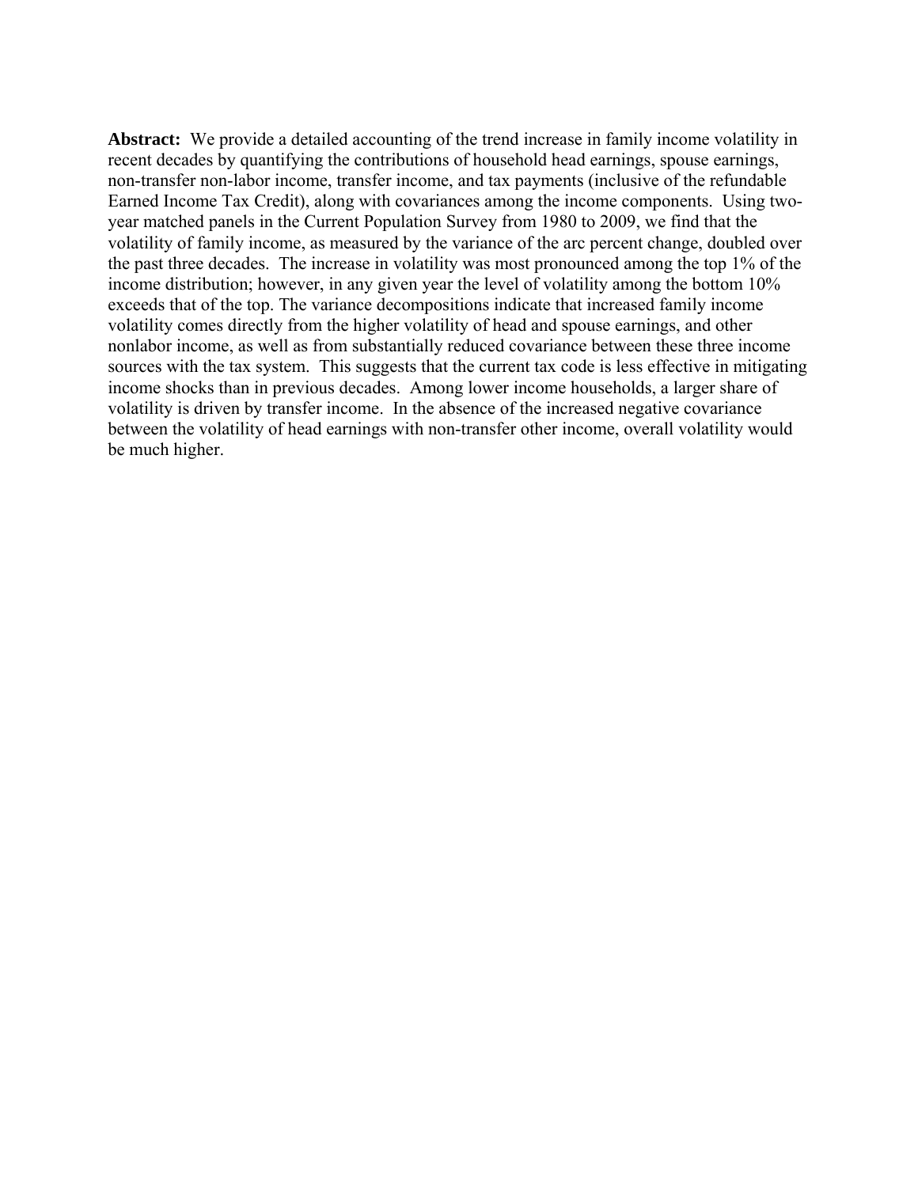**Abstract:** We provide a detailed accounting of the trend increase in family income volatility in recent decades by quantifying the contributions of household head earnings, spouse earnings, non-transfer non-labor income, transfer income, and tax payments (inclusive of the refundable Earned Income Tax Credit), along with covariances among the income components. Using two-year matched panels in the Current Population Survey from 1980 to 2009, we find that the volatility of family income, as measured by the variance of the arc percent change, doubled over the past three decades. The increase in volatility was most pronounced among the top 1% of the income distribution; however, in any given year the level of volatility among the bottom 10% exceeds that of the top. The variance decompositions indicate that increased family income volatility comes directly from the higher volatility of head and spouse earnings, and other nonlabor income, as well as from substantially reduced covariance between these three income sources with the tax system. This suggests that the current tax code is less effective in mitigating income shocks than in previous decades. Among lower income households, a larger share of volatility is driven by transfer income. In the absence of the increased negative covariance between the volatility of head earnings with non-transfer other income, overall volatility would be much higher.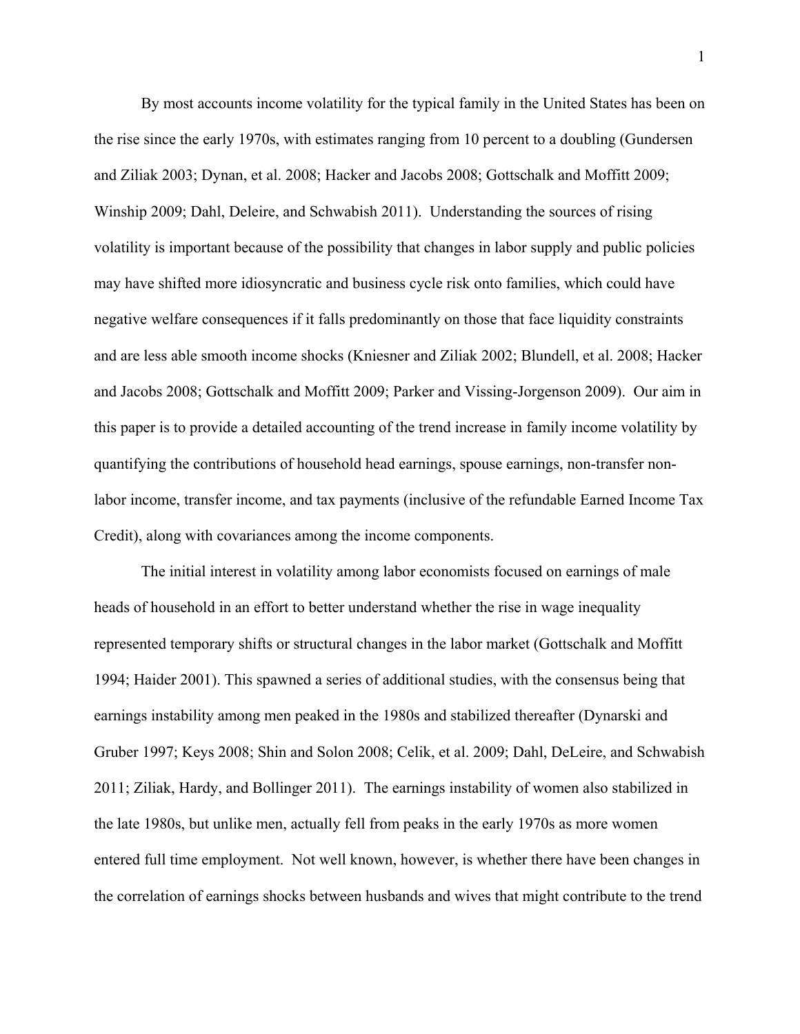By most accounts income volatility for the typical family in the United States has been on the rise since the early 1970s, with estimates ranging from 10 percent to a doubling (Gundersen and Ziliak 2003; Dynan, et al. 2008; Hacker and Jacobs 2008; Gottschalk and Moffitt 2009; Winship 2009; Dahl, Deleire, and Schwabish 2011). Understanding the sources of rising volatility is important because of the possibility that changes in labor supply and public policies may have shifted more idiosyncratic and business cycle risk onto families, which could have negative welfare consequences if it falls predominantly on those that face liquidity constraints and are less able smooth income shocks (Kniesner and Ziliak 2002; Blundell, et al. 2008; Hacker and Jacobs 2008; Gottschalk and Moffitt 2009; Parker and Vissing-Jorgenson 2009). Our aim in this paper is to provide a detailed accounting of the trend increase in family income volatility by quantifying the contributions of household head earnings, spouse earnings, non-transfer non-labor income, transfer income, and tax payments (inclusive of the refundable Earned Income Tax Credit), along with covariances among the income components.

The initial interest in volatility among labor economists focused on earnings of male heads of household in an effort to better understand whether the rise in wage inequality represented temporary shifts or structural changes in the labor market (Gottschalk and Moffitt 1994; Haider 2001). This spawned a series of additional studies, with the consensus being that earnings instability among men peaked in the 1980s and stabilized thereafter (Dynarski and Gruber 1997; Keys 2008; Shin and Solon 2008; Celik, et al. 2009; Dahl, DeLeire, and Schwabish 2011; Ziliak, Hardy, and Bollinger 2011). The earnings instability of women also stabilized in the late 1980s, but unlike men, actually fell from peaks in the early 1970s as more women entered full time employment. Not well known, however, is whether there have been changes in the correlation of earnings shocks between husbands and wives that might contribute to the trend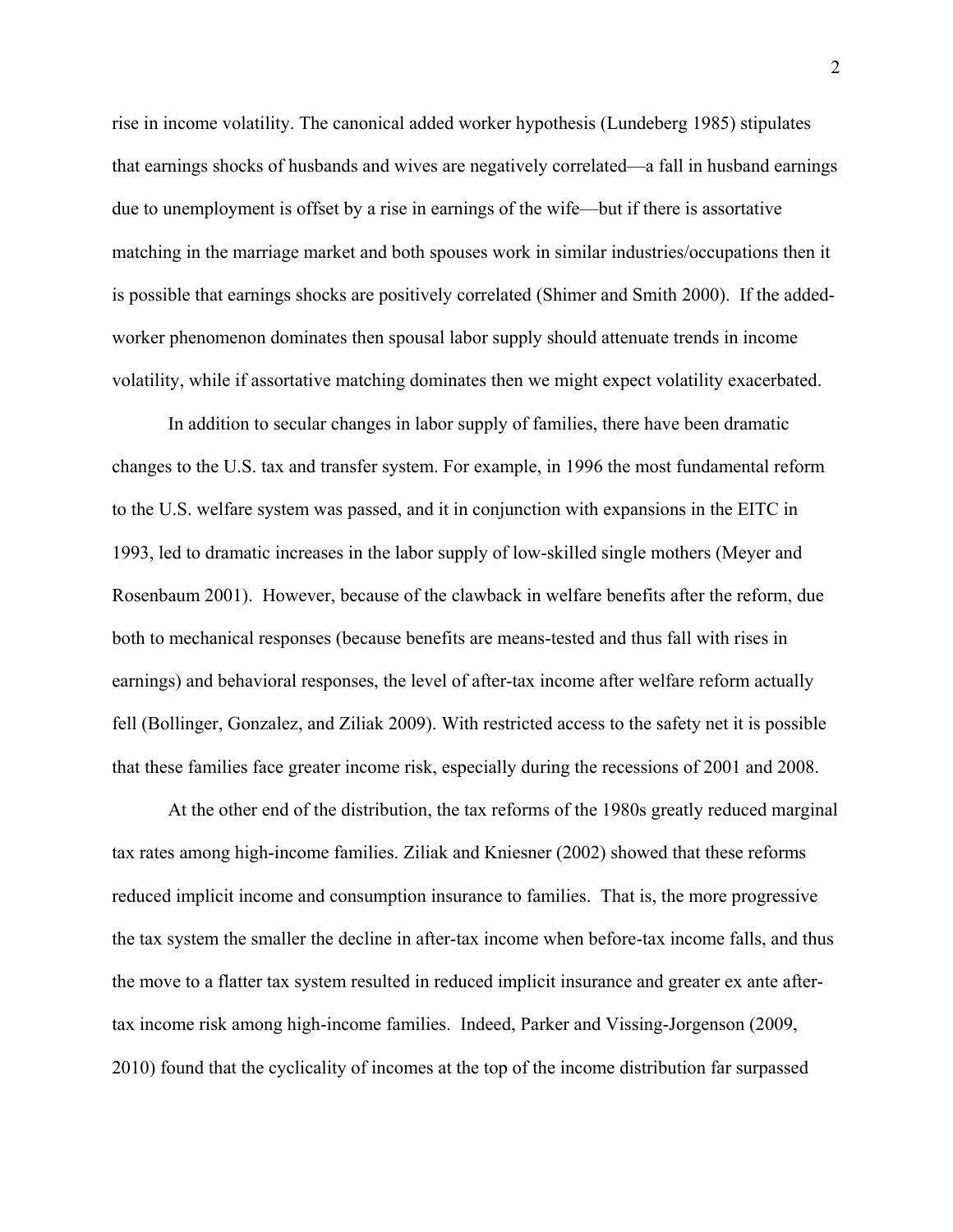rise in income volatility. The canonical added worker hypothesis (Lundeberg 1985) stipulates that earnings shocks of husbands and wives are negatively correlated—a fall in husband earnings due to unemployment is offset by a rise in earnings of the wife—but if there is assortative matching in the marriage market and both spouses work in similar industries/occupations then it is possible that earnings shocks are positively correlated (Shimer and Smith 2000). If the added-worker phenomenon dominates then spousal labor supply should attenuate trends in income volatility, while if assortative matching dominates then we might expect volatility exacerbated.

In addition to secular changes in labor supply of families, there have been dramatic changes to the U.S. tax and transfer system. For example, in 1996 the most fundamental reform to the U.S. welfare system was passed, and it in conjunction with expansions in the EITC in 1993, led to dramatic increases in the labor supply of low-skilled single mothers (Meyer and Rosenbaum 2001). However, because of the clawback in welfare benefits after the reform, due both to mechanical responses (because benefits are means-tested and thus fall with rises in earnings) and behavioral responses, the level of after-tax income after welfare reform actually fell (Bollinger, Gonzalez, and Ziliak 2009). With restricted access to the safety net it is possible that these families face greater income risk, especially during the recessions of 2001 and 2008.

At the other end of the distribution, the tax reforms of the 1980s greatly reduced marginal tax rates among high-income families. Ziliak and Kniesner (2002) showed that these reforms reduced implicit income and consumption insurance to families. That is, the more progressive the tax system the smaller the decline in after-tax income when before-tax income falls, and thus the move to a flatter tax system resulted in reduced implicit insurance and greater ex ante after-tax income risk among high-income families. Indeed, Parker and Vissing-Jorgenson (2009, 2010) found that the cyclicality of incomes at the top of the income distribution far surpassed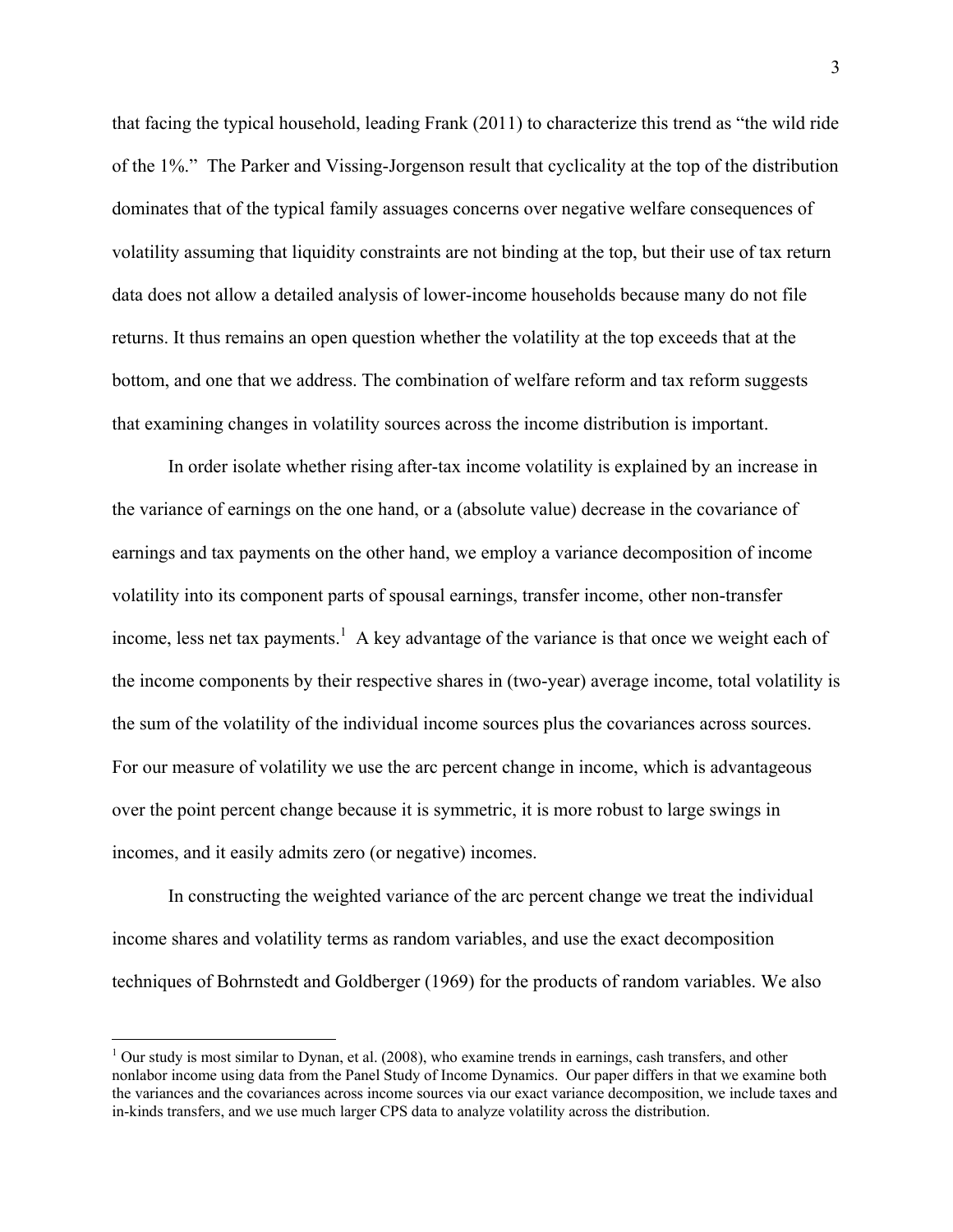that facing the typical household, leading Frank (2011) to characterize this trend as "the wild ride of the 1%." The Parker and Vissing-Jorgenson result that cyclicality at the top of the distribution dominates that of the typical family assuages concerns over negative welfare consequences of volatility assuming that liquidity constraints are not binding at the top, but their use of tax return data does not allow a detailed analysis of lower-income households because many do not file returns. It thus remains an open question whether the volatility at the top exceeds that at the bottom, and one that we address. The combination of welfare reform and tax reform suggests that examining changes in volatility sources across the income distribution is important.

In order isolate whether rising after-tax income volatility is explained by an increase in the variance of earnings on the one hand, or a (absolute value) decrease in the covariance of earnings and tax payments on the other hand, we employ a variance decomposition of income volatility into its component parts of spousal earnings, transfer income, other non-transfer income, less net tax payments.[1] A key advantage of the variance is that once we weight each of the income components by their respective shares in (two-year) average income, total volatility is the sum of the volatility of the individual income sources plus the covariances across sources. For our measure of volatility we use the arc percent change in income, which is advantageous over the point percent change because it is symmetric, it is more robust to large swings in incomes, and it easily admits zero (or negative) incomes.

In constructing the weighted variance of the arc percent change we treat the individual income shares and volatility terms as random variables, and use the exact decomposition techniques of Bohrnstedt and Goldberger (1969) for the products of random variables. We also

[1] Our study is most similar to Dynan, et al. (2008), who examine trends in earnings, cash transfers, and other nonlabor income using data from the Panel Study of Income Dynamics. Our paper differs in that we examine both the variances and the covariances across income sources via our exact variance decomposition, we include taxes and in-kinds transfers, and we use much larger CPS data to analyze volatility across the distribution.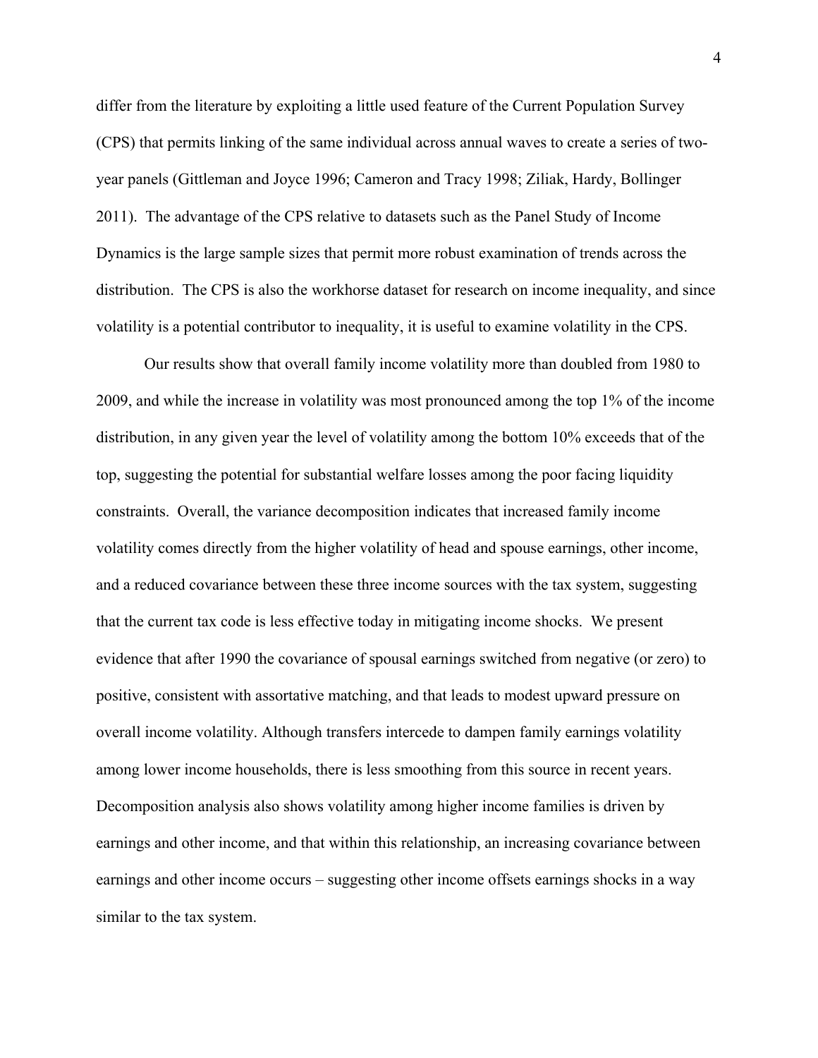differ from the literature by exploiting a little used feature of the Current Population Survey (CPS) that permits linking of the same individual across annual waves to create a series of two-year panels (Gittleman and Joyce 1996; Cameron and Tracy 1998; Ziliak, Hardy, Bollinger 2011). The advantage of the CPS relative to datasets such as the Panel Study of Income Dynamics is the large sample sizes that permit more robust examination of trends across the distribution. The CPS is also the workhorse dataset for research on income inequality, and since volatility is a potential contributor to inequality, it is useful to examine volatility in the CPS.

Our results show that overall family income volatility more than doubled from 1980 to 2009, and while the increase in volatility was most pronounced among the top 1% of the income distribution, in any given year the level of volatility among the bottom 10% exceeds that of the top, suggesting the potential for substantial welfare losses among the poor facing liquidity constraints. Overall, the variance decomposition indicates that increased family income volatility comes directly from the higher volatility of head and spouse earnings, other income, and a reduced covariance between these three income sources with the tax system, suggesting that the current tax code is less effective today in mitigating income shocks. We present evidence that after 1990 the covariance of spousal earnings switched from negative (or zero) to positive, consistent with assortative matching, and that leads to modest upward pressure on overall income volatility. Although transfers intercede to dampen family earnings volatility among lower income households, there is less smoothing from this source in recent years. Decomposition analysis also shows volatility among higher income families is driven by earnings and other income, and that within this relationship, an increasing covariance between earnings and other income occurs – suggesting other income offsets earnings shocks in a way similar to the tax system.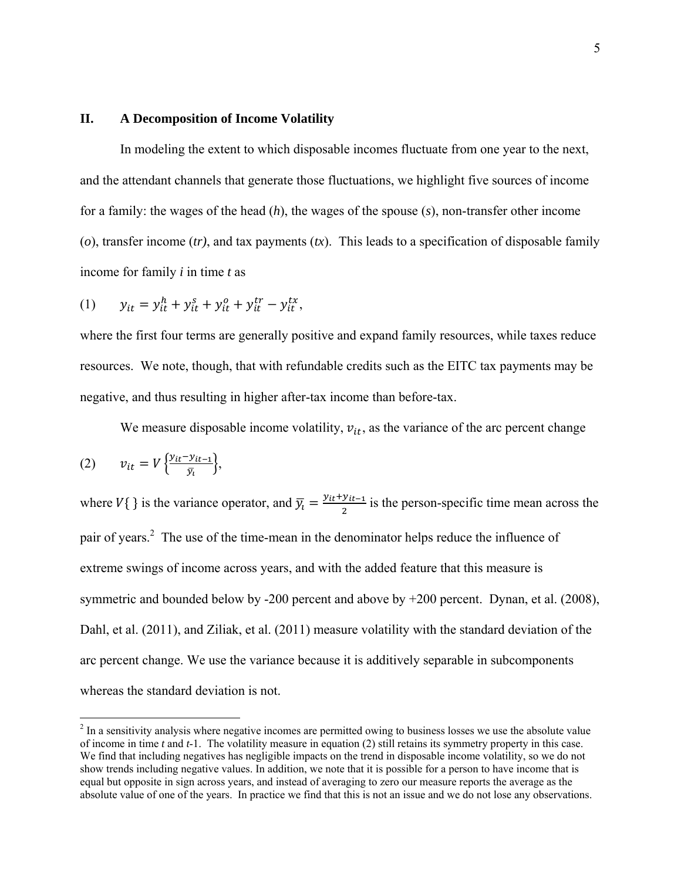## II. A Decomposition of Income Volatility

In modeling the extent to which disposable incomes fluctuate from one year to the next, and the attendant channels that generate those fluctuations, we highlight five sources of income for a family: the wages of the head ($h$), the wages of the spouse ($s$), non-transfer other income ($o$), transfer income ($tr$), and tax payments ($tx$). This leads to a specification of disposable family income for family $i$ in time $t$ as

$$(1) \qquad y_{it} = y_{it}^{h} + y_{it}^{s} + y_{it}^{o} + y_{it}^{tr} - y_{it}^{tx},$$

where the first four terms are generally positive and expand family resources, while taxes reduce resources. We note, though, that with refundable credits such as the EITC tax payments may be negative, and thus resulting in higher after-tax income than before-tax.

We measure disposable income volatility, $v_{it}$, as the variance of the arc percent change

$$(2) \qquad v_{it} = V\left\{\frac{y_{it} - y_{it-1}}{\bar{y}_i}\right\},$$

where $V\{\,\}$ is the variance operator, and $\bar{y}_i = \frac{y_{it} + y_{it-1}}{2}$ is the person-specific time mean across the pair of years.[2] The use of the time-mean in the denominator helps reduce the influence of extreme swings of income across years, and with the added feature that this measure is symmetric and bounded below by -200 percent and above by +200 percent. Dynan, et al. (2008), Dahl, et al. (2011), and Ziliak, et al. (2011) measure volatility with the standard deviation of the arc percent change. We use the variance because it is additively separable in subcomponents whereas the standard deviation is not.

[2] In a sensitivity analysis where negative incomes are permitted owing to business losses we use the absolute value of income in time $t$ and $t$-1. The volatility measure in equation (2) still retains its symmetry property in this case. We find that including negatives has negligible impacts on the trend in disposable income volatility, so we do not show trends including negative values. In addition, we note that it is possible for a person to have income that is equal but opposite in sign across years, and instead of averaging to zero our measure reports the average as the absolute value of one of the years. In practice we find that this is not an issue and we do not lose any observations.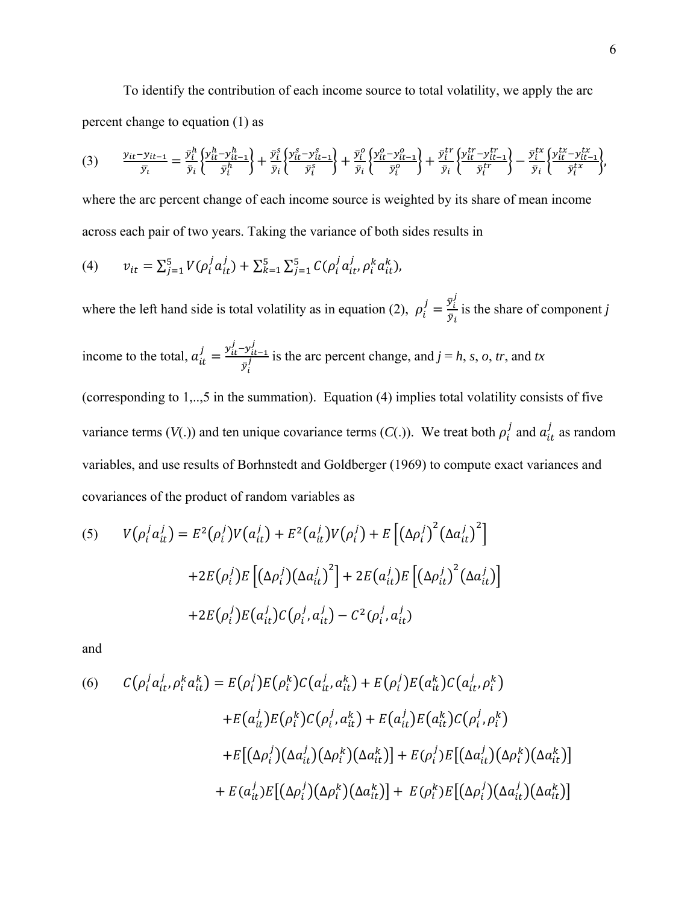To identify the contribution of each income source to total volatility, we apply the arc percent change to equation (1) as

$$(3) \qquad \frac{y_{it}-y_{it-1}}{\bar{y}_i} = \frac{\bar{y}_i^h}{\bar{y}_i}\left\{\frac{y_{it}^h-y_{it-1}^h}{\bar{y}_i^h}\right\} + \frac{\bar{y}_i^s}{\bar{y}_i}\left\{\frac{y_{it}^s-y_{it-1}^s}{\bar{y}_i^s}\right\} + \frac{\bar{y}_i^o}{\bar{y}_i}\left\{\frac{y_{it}^o-y_{it-1}^o}{\bar{y}_i^o}\right\} + \frac{\bar{y}_i^{tr}}{\bar{y}_i}\left\{\frac{y_{it}^{tr}-y_{it-1}^{tr}}{\bar{y}_i^{tr}}\right\} - \frac{\bar{y}_i^{tx}}{\bar{y}_i}\left\{\frac{y_{it}^{tx}-y_{it-1}^{tx}}{\bar{y}_i^{tx}}\right\},$$

where the arc percent change of each income source is weighted by its share of mean income across each pair of two years. Taking the variance of both sides results in

$$(4) \qquad v_{it} = \sum_{j=1}^{5} V(\rho_i^j a_{it}^j) + \sum_{k=1}^{5}\sum_{j=1}^{5} C(\rho_i^j a_{it}^j, \rho_i^k a_{it}^k),$$

where the left hand side is total volatility as in equation (2), $\rho_i^j = \frac{\bar{y}_i^j}{\bar{y}_i}$ is the share of component $j$ income to the total, $a_{it}^j = \frac{y_{it}^j - y_{it-1}^j}{\bar{y}_i^j}$ is the arc percent change, and $j = h, s, o, tr$, and $tx$ (corresponding to 1,..,5 in the summation). Equation (4) implies total volatility consists of five variance terms ($V$(.)) and ten unique covariance terms ($C$(.)). We treat both $\rho_i^j$ and $a_{it}^j$ as random variables, and use results of Borhnstedt and Goldberger (1969) to compute exact variances and covariances of the product of random variables as

$$\begin{aligned}
(5) \qquad V(\rho_i^j a_{it}^j) = {} & E^2(\rho_i^j)V(a_{it}^j) + E^2(a_{it}^j)V(\rho_i^j) + E\left[(\Delta\rho_i^j)^2(\Delta a_{it}^j)^2\right] \\
& + 2E(\rho_i^j)E\left[(\Delta\rho_i^j)(\Delta a_{it}^j)^2\right] + 2E(a_{it}^j)E\left[(\Delta\rho_{it}^j)^2(\Delta a_{it}^j)\right] \\
& + 2E(\rho_i^j)E(a_{it}^j)C(\rho_i^j, a_{it}^j) - C^2(\rho_i^j, a_{it}^j)
\end{aligned}$$

and

$$\begin{aligned}
(6) \qquad C(\rho_i^j a_{it}^j, \rho_i^k a_{it}^k) = {} & E(\rho_i^j)E(\rho_i^k)C(a_{it}^j, a_{it}^k) + E(\rho_i^j)E(a_{it}^k)C(a_{it}^j, \rho_i^k) \\
& + E(a_{it}^j)E(\rho_i^k)C(\rho_i^j, a_{it}^k) + E(a_{it}^j)E(a_{it}^k)C(\rho_i^j, \rho_i^k) \\
& + E\left[(\Delta\rho_i^j)(\Delta a_{it}^j)(\Delta\rho_i^k)(\Delta a_{it}^k)\right] + E(\rho_i^j)E\left[(\Delta a_{it}^j)(\Delta\rho_i^k)(\Delta a_{it}^k)\right] \\
& + E(a_{it}^j)E\left[(\Delta\rho_i^j)(\Delta\rho_i^k)(\Delta a_{it}^k)\right] + E(\rho_i^k)E\left[(\Delta\rho_i^j)(\Delta a_{it}^j)(\Delta a_{it}^k)\right]
\end{aligned}$$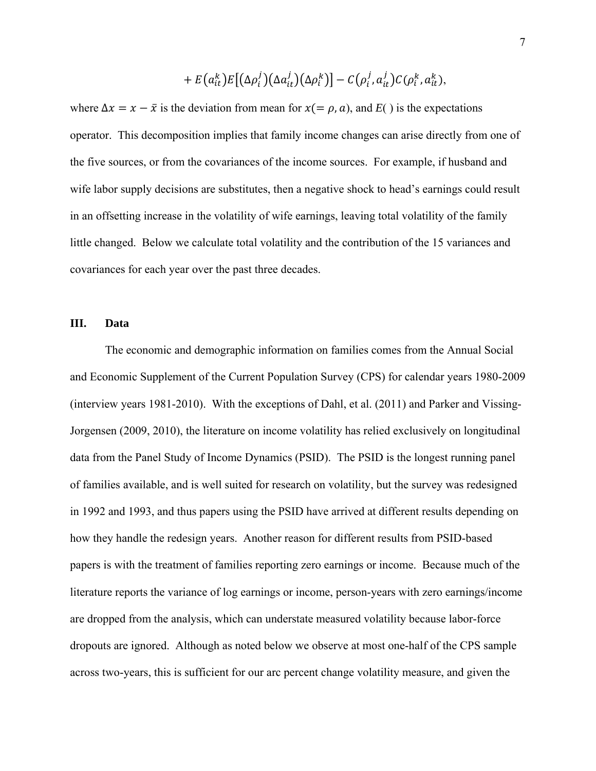$$+ E(a_{it}^{k})E[(\Delta\rho_{i}^{j})(\Delta a_{it}^{j})(\Delta\rho_{i}^{k})] - C(\rho_{i}^{j}, a_{it}^{j})C(\rho_{i}^{k}, a_{it}^{k}),$$

where $\Delta x = x - \bar{x}$ is the deviation from mean for $x(= \rho, a)$, and $E(\ )$ is the expectations operator. This decomposition implies that family income changes can arise directly from one of the five sources, or from the covariances of the income sources. For example, if husband and wife labor supply decisions are substitutes, then a negative shock to head's earnings could result in an offsetting increase in the volatility of wife earnings, leaving total volatility of the family little changed. Below we calculate total volatility and the contribution of the 15 variances and covariances for each year over the past three decades.

## III. Data

The economic and demographic information on families comes from the Annual Social and Economic Supplement of the Current Population Survey (CPS) for calendar years 1980-2009 (interview years 1981-2010). With the exceptions of Dahl, et al. (2011) and Parker and Vissing-Jorgensen (2009, 2010), the literature on income volatility has relied exclusively on longitudinal data from the Panel Study of Income Dynamics (PSID). The PSID is the longest running panel of families available, and is well suited for research on volatility, but the survey was redesigned in 1992 and 1993, and thus papers using the PSID have arrived at different results depending on how they handle the redesign years. Another reason for different results from PSID-based papers is with the treatment of families reporting zero earnings or income. Because much of the literature reports the variance of log earnings or income, person-years with zero earnings/income are dropped from the analysis, which can understate measured volatility because labor-force dropouts are ignored. Although as noted below we observe at most one-half of the CPS sample across two-years, this is sufficient for our arc percent change volatility measure, and given the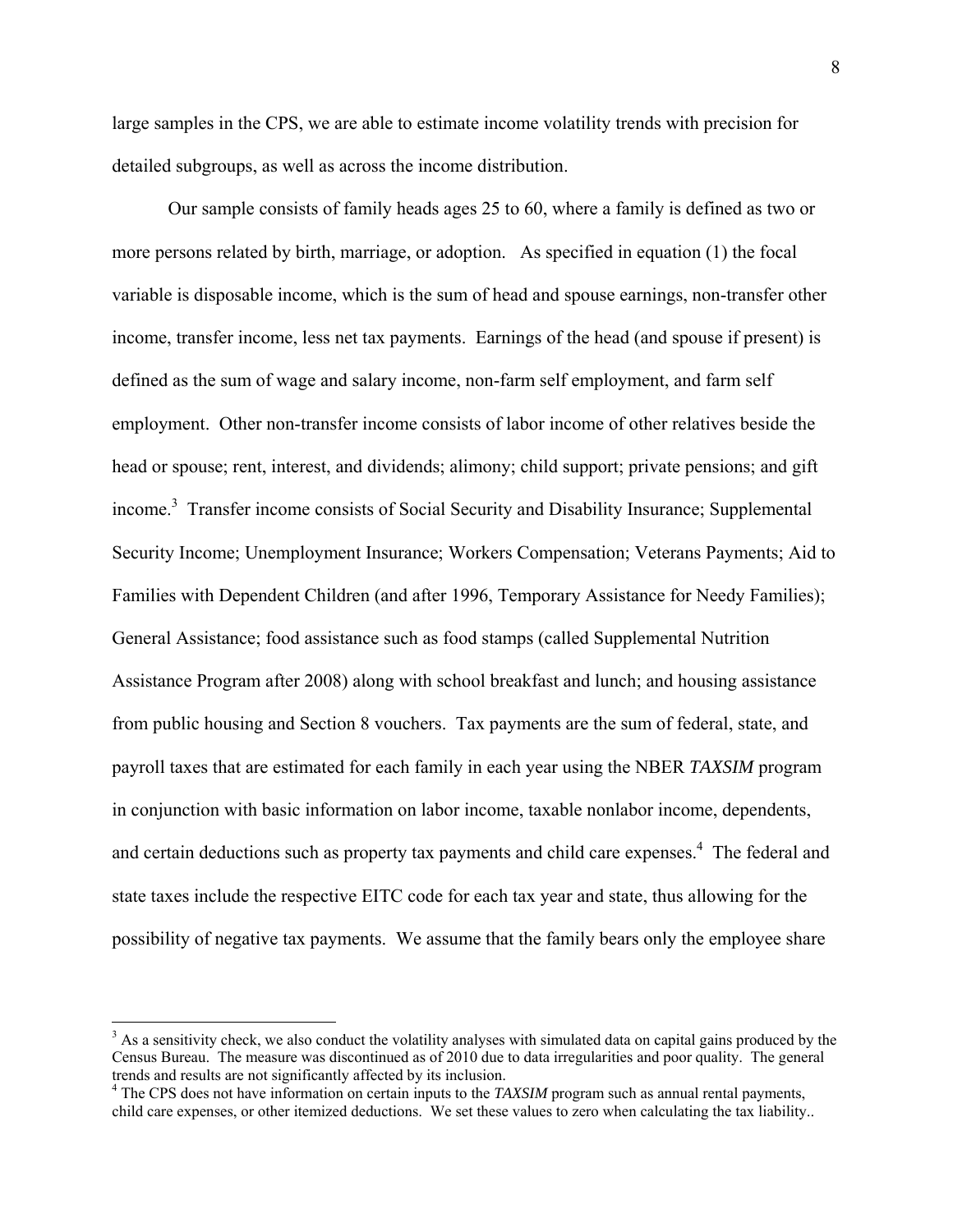large samples in the CPS, we are able to estimate income volatility trends with precision for detailed subgroups, as well as across the income distribution.

Our sample consists of family heads ages 25 to 60, where a family is defined as two or more persons related by birth, marriage, or adoption. As specified in equation (1) the focal variable is disposable income, which is the sum of head and spouse earnings, non-transfer other income, transfer income, less net tax payments. Earnings of the head (and spouse if present) is defined as the sum of wage and salary income, non-farm self employment, and farm self employment. Other non-transfer income consists of labor income of other relatives beside the head or spouse; rent, interest, and dividends; alimony; child support; private pensions; and gift income.[3] Transfer income consists of Social Security and Disability Insurance; Supplemental Security Income; Unemployment Insurance; Workers Compensation; Veterans Payments; Aid to Families with Dependent Children (and after 1996, Temporary Assistance for Needy Families); General Assistance; food assistance such as food stamps (called Supplemental Nutrition Assistance Program after 2008) along with school breakfast and lunch; and housing assistance from public housing and Section 8 vouchers. Tax payments are the sum of federal, state, and payroll taxes that are estimated for each family in each year using the NBER *TAXSIM* program in conjunction with basic information on labor income, taxable nonlabor income, dependents, and certain deductions such as property tax payments and child care expenses.[4] The federal and state taxes include the respective EITC code for each tax year and state, thus allowing for the possibility of negative tax payments. We assume that the family bears only the employee share

[3] As a sensitivity check, we also conduct the volatility analyses with simulated data on capital gains produced by the Census Bureau. The measure was discontinued as of 2010 due to data irregularities and poor quality. The general trends and results are not significantly affected by its inclusion.

[4] The CPS does not have information on certain inputs to the *TAXSIM* program such as annual rental payments, child care expenses, or other itemized deductions. We set these values to zero when calculating the tax liability..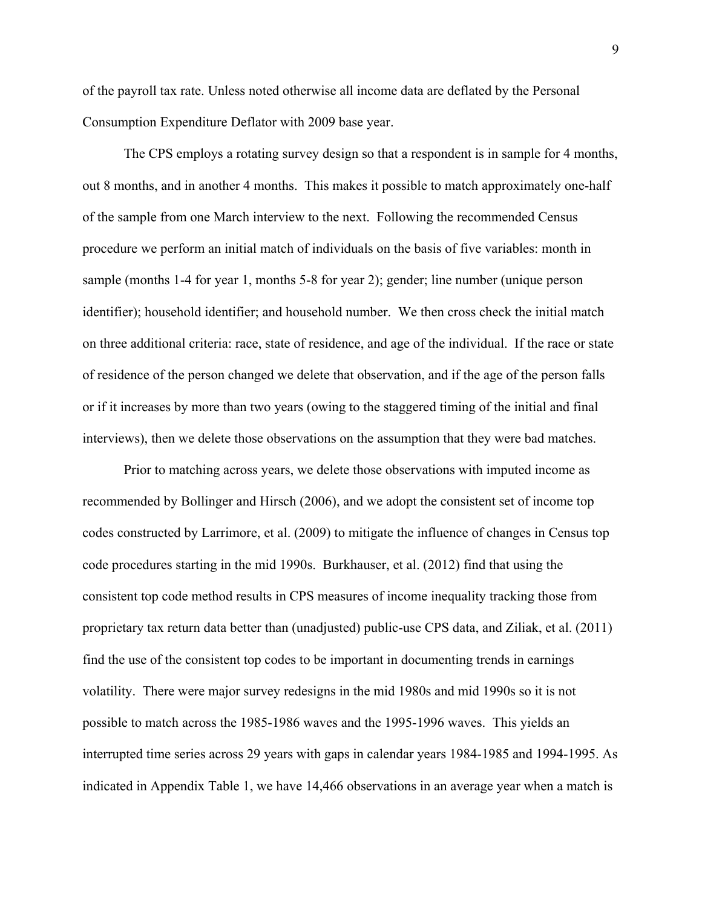of the payroll tax rate. Unless noted otherwise all income data are deflated by the Personal Consumption Expenditure Deflator with 2009 base year.

The CPS employs a rotating survey design so that a respondent is in sample for 4 months, out 8 months, and in another 4 months. This makes it possible to match approximately one-half of the sample from one March interview to the next. Following the recommended Census procedure we perform an initial match of individuals on the basis of five variables: month in sample (months 1-4 for year 1, months 5-8 for year 2); gender; line number (unique person identifier); household identifier; and household number. We then cross check the initial match on three additional criteria: race, state of residence, and age of the individual. If the race or state of residence of the person changed we delete that observation, and if the age of the person falls or if it increases by more than two years (owing to the staggered timing of the initial and final interviews), then we delete those observations on the assumption that they were bad matches.

Prior to matching across years, we delete those observations with imputed income as recommended by Bollinger and Hirsch (2006), and we adopt the consistent set of income top codes constructed by Larrimore, et al. (2009) to mitigate the influence of changes in Census top code procedures starting in the mid 1990s. Burkhauser, et al. (2012) find that using the consistent top code method results in CPS measures of income inequality tracking those from proprietary tax return data better than (unadjusted) public-use CPS data, and Ziliak, et al. (2011) find the use of the consistent top codes to be important in documenting trends in earnings volatility. There were major survey redesigns in the mid 1980s and mid 1990s so it is not possible to match across the 1985-1986 waves and the 1995-1996 waves. This yields an interrupted time series across 29 years with gaps in calendar years 1984-1985 and 1994-1995. As indicated in Appendix Table 1, we have 14,466 observations in an average year when a match is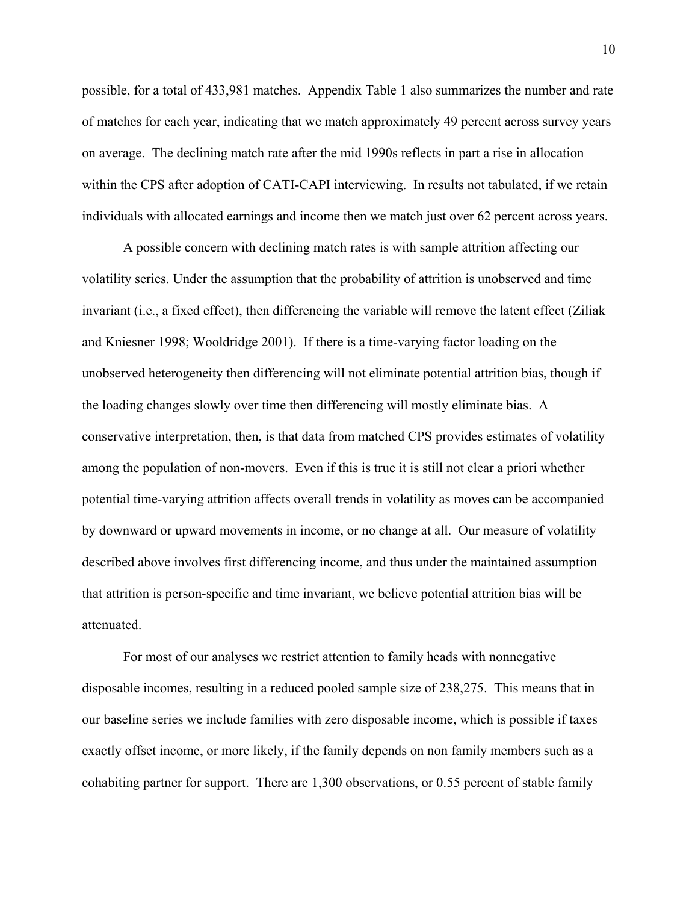possible, for a total of 433,981 matches. Appendix Table 1 also summarizes the number and rate of matches for each year, indicating that we match approximately 49 percent across survey years on average. The declining match rate after the mid 1990s reflects in part a rise in allocation within the CPS after adoption of CATI-CAPI interviewing. In results not tabulated, if we retain individuals with allocated earnings and income then we match just over 62 percent across years.

A possible concern with declining match rates is with sample attrition affecting our volatility series. Under the assumption that the probability of attrition is unobserved and time invariant (i.e., a fixed effect), then differencing the variable will remove the latent effect (Ziliak and Kniesner 1998; Wooldridge 2001). If there is a time-varying factor loading on the unobserved heterogeneity then differencing will not eliminate potential attrition bias, though if the loading changes slowly over time then differencing will mostly eliminate bias. A conservative interpretation, then, is that data from matched CPS provides estimates of volatility among the population of non-movers. Even if this is true it is still not clear a priori whether potential time-varying attrition affects overall trends in volatility as moves can be accompanied by downward or upward movements in income, or no change at all. Our measure of volatility described above involves first differencing income, and thus under the maintained assumption that attrition is person-specific and time invariant, we believe potential attrition bias will be attenuated.

For most of our analyses we restrict attention to family heads with nonnegative disposable incomes, resulting in a reduced pooled sample size of 238,275. This means that in our baseline series we include families with zero disposable income, which is possible if taxes exactly offset income, or more likely, if the family depends on non family members such as a cohabiting partner for support. There are 1,300 observations, or 0.55 percent of stable family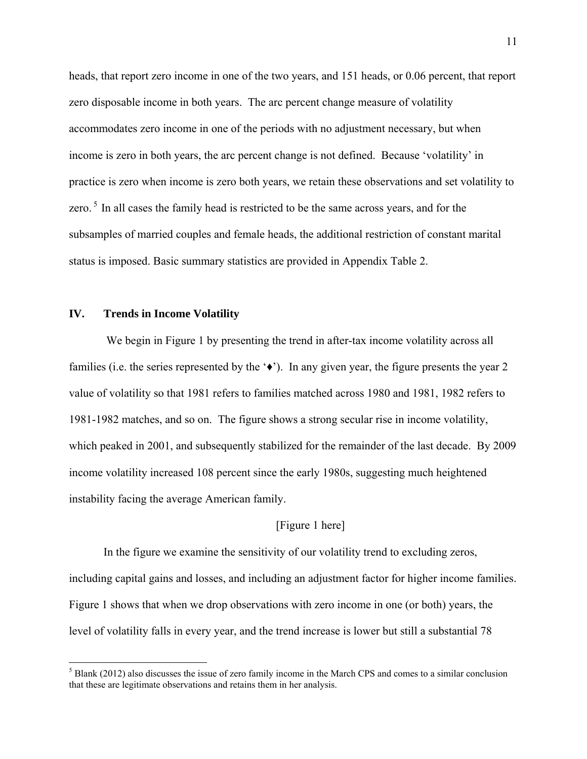heads, that report zero income in one of the two years, and 151 heads, or 0.06 percent, that report zero disposable income in both years. The arc percent change measure of volatility accommodates zero income in one of the periods with no adjustment necessary, but when income is zero in both years, the arc percent change is not defined. Because 'volatility' in practice is zero when income is zero both years, we retain these observations and set volatility to zero.[5] In all cases the family head is restricted to be the same across years, and for the subsamples of married couples and female heads, the additional restriction of constant marital status is imposed. Basic summary statistics are provided in Appendix Table 2.

## IV. Trends in Income Volatility

We begin in Figure 1 by presenting the trend in after-tax income volatility across all families (i.e. the series represented by the '♦'). In any given year, the figure presents the year 2 value of volatility so that 1981 refers to families matched across 1980 and 1981, 1982 refers to 1981-1982 matches, and so on. The figure shows a strong secular rise in income volatility, which peaked in 2001, and subsequently stabilized for the remainder of the last decade. By 2009 income volatility increased 108 percent since the early 1980s, suggesting much heightened instability facing the average American family.

[Figure 1 here]

In the figure we examine the sensitivity of our volatility trend to excluding zeros, including capital gains and losses, and including an adjustment factor for higher income families. Figure 1 shows that when we drop observations with zero income in one (or both) years, the level of volatility falls in every year, and the trend increase is lower but still a substantial 78

[5] Blank (2012) also discusses the issue of zero family income in the March CPS and comes to a similar conclusion that these are legitimate observations and retains them in her analysis.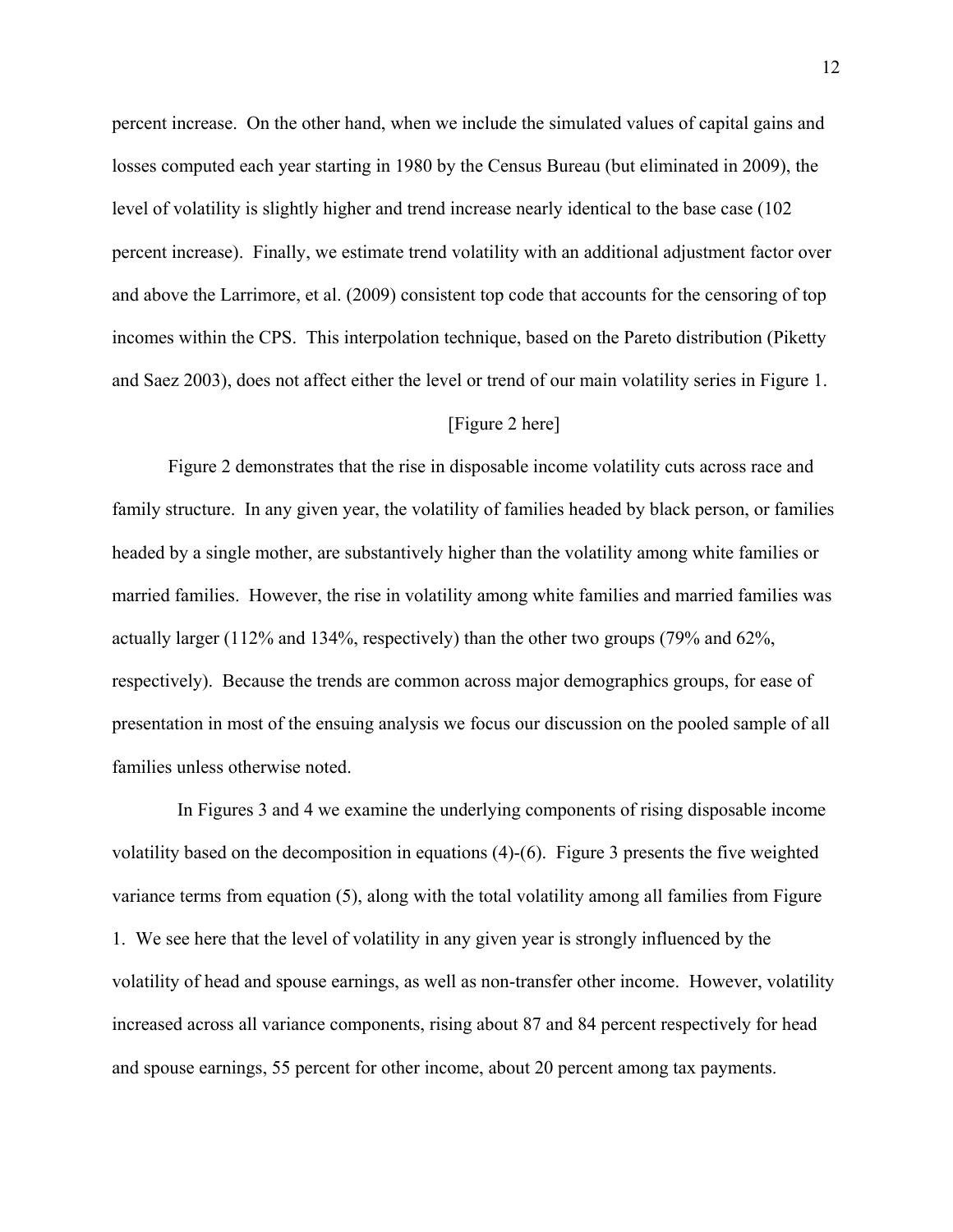percent increase. On the other hand, when we include the simulated values of capital gains and losses computed each year starting in 1980 by the Census Bureau (but eliminated in 2009), the level of volatility is slightly higher and trend increase nearly identical to the base case (102 percent increase). Finally, we estimate trend volatility with an additional adjustment factor over and above the Larrimore, et al. (2009) consistent top code that accounts for the censoring of top incomes within the CPS. This interpolation technique, based on the Pareto distribution (Piketty and Saez 2003), does not affect either the level or trend of our main volatility series in Figure 1.

[Figure 2 here]

Figure 2 demonstrates that the rise in disposable income volatility cuts across race and family structure. In any given year, the volatility of families headed by black person, or families headed by a single mother, are substantively higher than the volatility among white families or married families. However, the rise in volatility among white families and married families was actually larger (112% and 134%, respectively) than the other two groups (79% and 62%, respectively). Because the trends are common across major demographics groups, for ease of presentation in most of the ensuing analysis we focus our discussion on the pooled sample of all families unless otherwise noted.

In Figures 3 and 4 we examine the underlying components of rising disposable income volatility based on the decomposition in equations (4)-(6). Figure 3 presents the five weighted variance terms from equation (5), along with the total volatility among all families from Figure 1. We see here that the level of volatility in any given year is strongly influenced by the volatility of head and spouse earnings, as well as non-transfer other income. However, volatility increased across all variance components, rising about 87 and 84 percent respectively for head and spouse earnings, 55 percent for other income, about 20 percent among tax payments.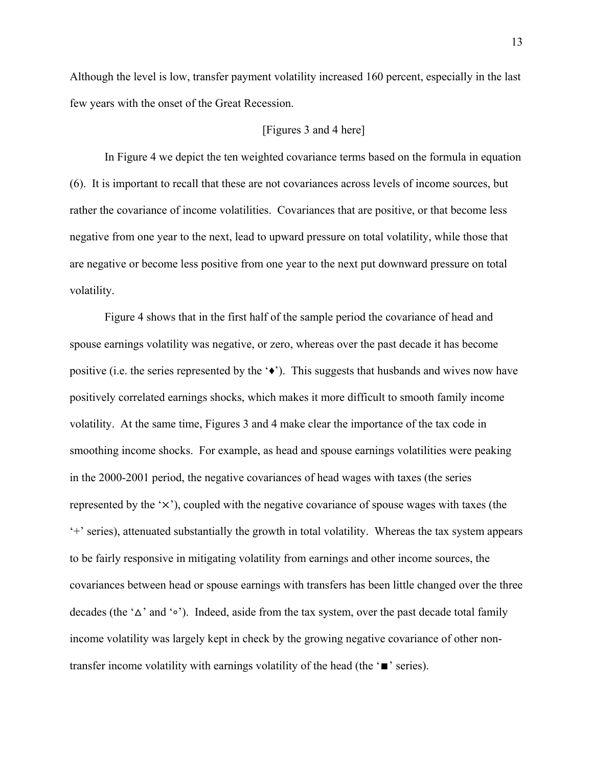Although the level is low, transfer payment volatility increased 160 percent, especially in the last few years with the onset of the Great Recession.

[Figures 3 and 4 here]

In Figure 4 we depict the ten weighted covariance terms based on the formula in equation (6). It is important to recall that these are not covariances across levels of income sources, but rather the covariance of income volatilities. Covariances that are positive, or that become less negative from one year to the next, lead to upward pressure on total volatility, while those that are negative or become less positive from one year to the next put downward pressure on total volatility.

Figure 4 shows that in the first half of the sample period the covariance of head and spouse earnings volatility was negative, or zero, whereas over the past decade it has become positive (i.e. the series represented by the '♦'). This suggests that husbands and wives now have positively correlated earnings shocks, which makes it more difficult to smooth family income volatility. At the same time, Figures 3 and 4 make clear the importance of the tax code in smoothing income shocks. For example, as head and spouse earnings volatilities were peaking in the 2000-2001 period, the negative covariances of head wages with taxes (the series represented by the '×'), coupled with the negative covariance of spouse wages with taxes (the '+' series), attenuated substantially the growth in total volatility. Whereas the tax system appears to be fairly responsive in mitigating volatility from earnings and other income sources, the covariances between head or spouse earnings with transfers has been little changed over the three decades (the '△' and '○'). Indeed, aside from the tax system, over the past decade total family income volatility was largely kept in check by the growing negative covariance of other non-transfer income volatility with earnings volatility of the head (the '■' series).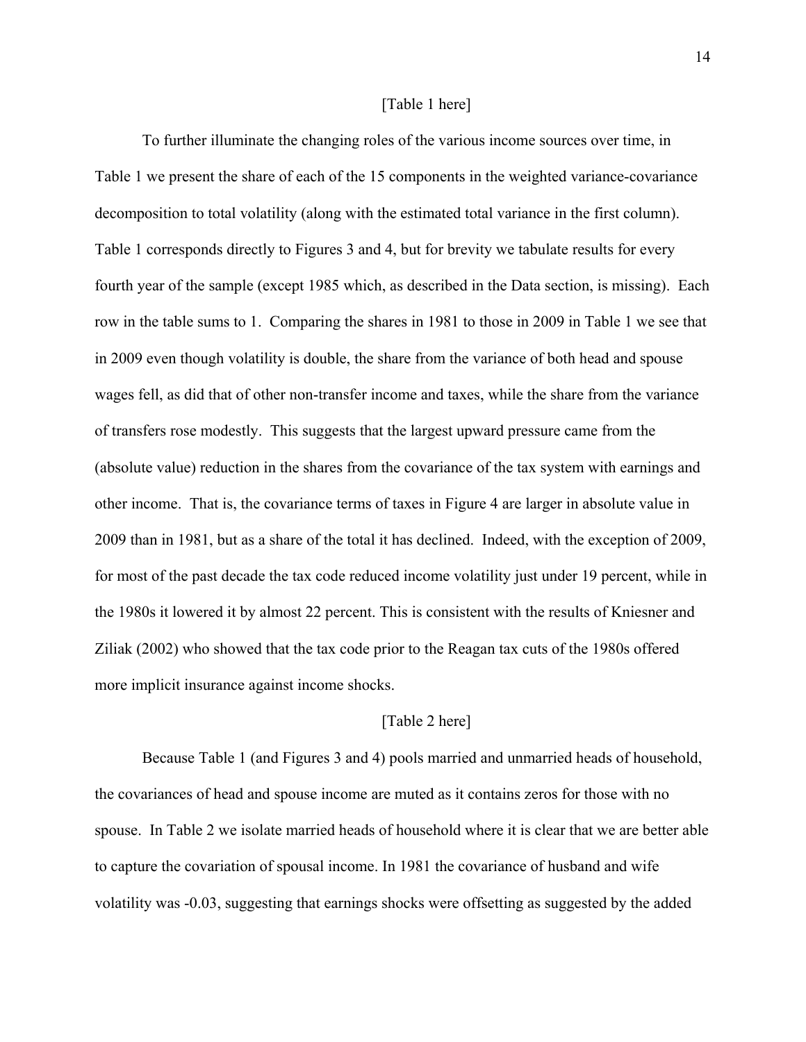[Table 1 here]

To further illuminate the changing roles of the various income sources over time, in Table 1 we present the share of each of the 15 components in the weighted variance-covariance decomposition to total volatility (along with the estimated total variance in the first column). Table 1 corresponds directly to Figures 3 and 4, but for brevity we tabulate results for every fourth year of the sample (except 1985 which, as described in the Data section, is missing). Each row in the table sums to 1. Comparing the shares in 1981 to those in 2009 in Table 1 we see that in 2009 even though volatility is double, the share from the variance of both head and spouse wages fell, as did that of other non-transfer income and taxes, while the share from the variance of transfers rose modestly. This suggests that the largest upward pressure came from the (absolute value) reduction in the shares from the covariance of the tax system with earnings and other income. That is, the covariance terms of taxes in Figure 4 are larger in absolute value in 2009 than in 1981, but as a share of the total it has declined. Indeed, with the exception of 2009, for most of the past decade the tax code reduced income volatility just under 19 percent, while in the 1980s it lowered it by almost 22 percent. This is consistent with the results of Kniesner and Ziliak (2002) who showed that the tax code prior to the Reagan tax cuts of the 1980s offered more implicit insurance against income shocks.

[Table 2 here]

Because Table 1 (and Figures 3 and 4) pools married and unmarried heads of household, the covariances of head and spouse income are muted as it contains zeros for those with no spouse. In Table 2 we isolate married heads of household where it is clear that we are better able to capture the covariation of spousal income. In 1981 the covariance of husband and wife volatility was -0.03, suggesting that earnings shocks were offsetting as suggested by the added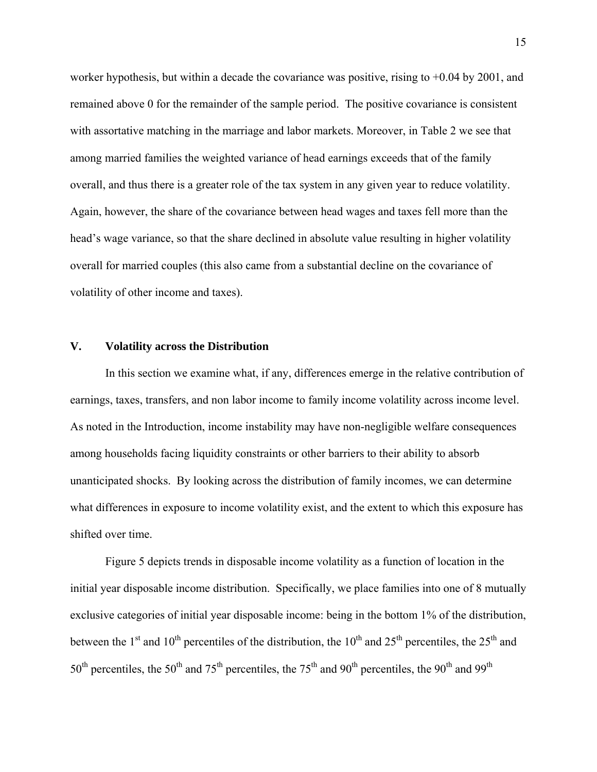worker hypothesis, but within a decade the covariance was positive, rising to +0.04 by 2001, and remained above 0 for the remainder of the sample period. The positive covariance is consistent with assortative matching in the marriage and labor markets. Moreover, in Table 2 we see that among married families the weighted variance of head earnings exceeds that of the family overall, and thus there is a greater role of the tax system in any given year to reduce volatility. Again, however, the share of the covariance between head wages and taxes fell more than the head's wage variance, so that the share declined in absolute value resulting in higher volatility overall for married couples (this also came from a substantial decline on the covariance of volatility of other income and taxes).

## V. Volatility across the Distribution

In this section we examine what, if any, differences emerge in the relative contribution of earnings, taxes, transfers, and non labor income to family income volatility across income level. As noted in the Introduction, income instability may have non-negligible welfare consequences among households facing liquidity constraints or other barriers to their ability to absorb unanticipated shocks. By looking across the distribution of family incomes, we can determine what differences in exposure to income volatility exist, and the extent to which this exposure has shifted over time.

Figure 5 depicts trends in disposable income volatility as a function of location in the initial year disposable income distribution. Specifically, we place families into one of 8 mutually exclusive categories of initial year disposable income: being in the bottom 1% of the distribution, between the 1st and 10th percentiles of the distribution, the 10th and 25th percentiles, the 25th and 50th percentiles, the 50th and 75th percentiles, the 75th and 90th percentiles, the 90th and 99th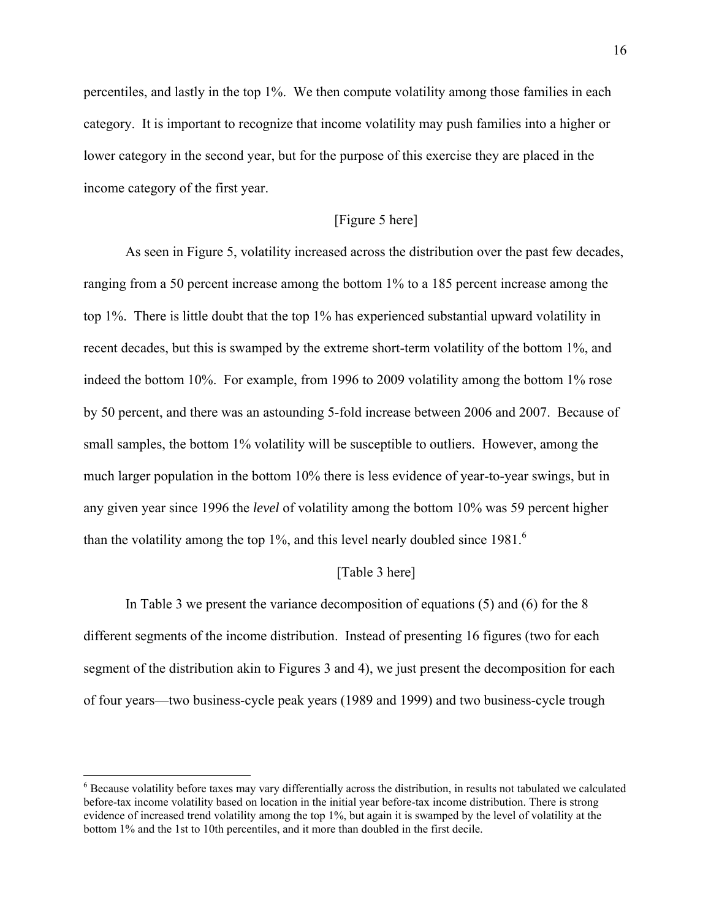percentiles, and lastly in the top 1%. We then compute volatility among those families in each category. It is important to recognize that income volatility may push families into a higher or lower category in the second year, but for the purpose of this exercise they are placed in the income category of the first year.

[Figure 5 here]

As seen in Figure 5, volatility increased across the distribution over the past few decades, ranging from a 50 percent increase among the bottom 1% to a 185 percent increase among the top 1%. There is little doubt that the top 1% has experienced substantial upward volatility in recent decades, but this is swamped by the extreme short-term volatility of the bottom 1%, and indeed the bottom 10%. For example, from 1996 to 2009 volatility among the bottom 1% rose by 50 percent, and there was an astounding 5-fold increase between 2006 and 2007. Because of small samples, the bottom 1% volatility will be susceptible to outliers. However, among the much larger population in the bottom 10% there is less evidence of year-to-year swings, but in any given year since 1996 the *level* of volatility among the bottom 10% was 59 percent higher than the volatility among the top 1%, and this level nearly doubled since 1981.[6]

[Table 3 here]

In Table 3 we present the variance decomposition of equations (5) and (6) for the 8 different segments of the income distribution. Instead of presenting 16 figures (two for each segment of the distribution akin to Figures 3 and 4), we just present the decomposition for each of four years—two business-cycle peak years (1989 and 1999) and two business-cycle trough

[6] Because volatility before taxes may vary differentially across the distribution, in results not tabulated we calculated before-tax income volatility based on location in the initial year before-tax income distribution. There is strong evidence of increased trend volatility among the top 1%, but again it is swamped by the level of volatility at the bottom 1% and the 1st to 10th percentiles, and it more than doubled in the first decile.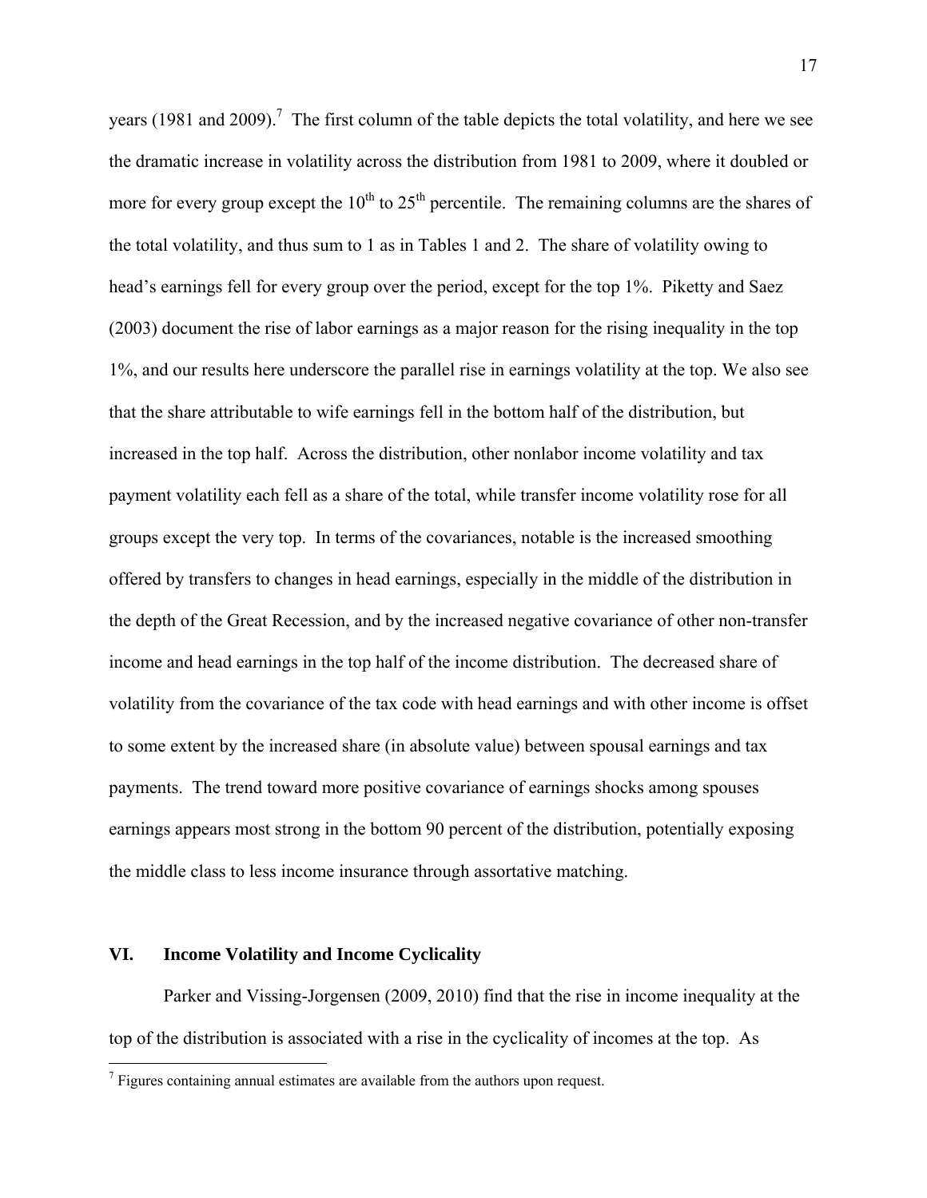years (1981 and 2009).[7] The first column of the table depicts the total volatility, and here we see the dramatic increase in volatility across the distribution from 1981 to 2009, where it doubled or more for every group except the 10th to 25th percentile. The remaining columns are the shares of the total volatility, and thus sum to 1 as in Tables 1 and 2. The share of volatility owing to head's earnings fell for every group over the period, except for the top 1%. Piketty and Saez (2003) document the rise of labor earnings as a major reason for the rising inequality in the top 1%, and our results here underscore the parallel rise in earnings volatility at the top. We also see that the share attributable to wife earnings fell in the bottom half of the distribution, but increased in the top half. Across the distribution, other nonlabor income volatility and tax payment volatility each fell as a share of the total, while transfer income volatility rose for all groups except the very top. In terms of the covariances, notable is the increased smoothing offered by transfers to changes in head earnings, especially in the middle of the distribution in the depth of the Great Recession, and by the increased negative covariance of other non-transfer income and head earnings in the top half of the income distribution. The decreased share of volatility from the covariance of the tax code with head earnings and with other income is offset to some extent by the increased share (in absolute value) between spousal earnings and tax payments. The trend toward more positive covariance of earnings shocks among spouses earnings appears most strong in the bottom 90 percent of the distribution, potentially exposing the middle class to less income insurance through assortative matching.

## VI. Income Volatility and Income Cyclicality

Parker and Vissing-Jorgensen (2009, 2010) find that the rise in income inequality at the top of the distribution is associated with a rise in the cyclicality of incomes at the top. As

[7] Figures containing annual estimates are available from the authors upon request.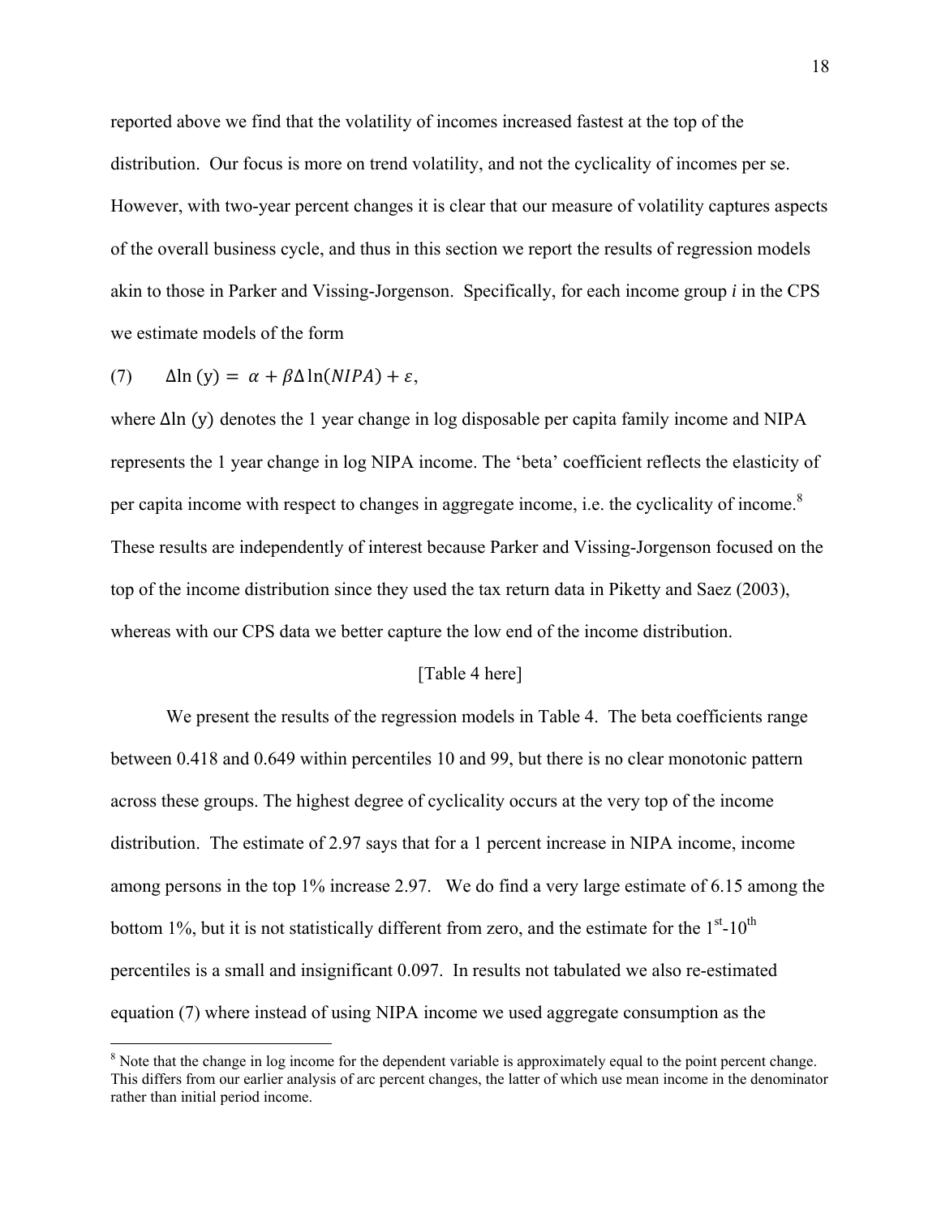reported above we find that the volatility of incomes increased fastest at the top of the distribution. Our focus is more on trend volatility, and not the cyclicality of incomes per se. However, with two-year percent changes it is clear that our measure of volatility captures aspects of the overall business cycle, and thus in this section we report the results of regression models akin to those in Parker and Vissing-Jorgenson. Specifically, for each income group *i* in the CPS we estimate models of the form

$$(7) \qquad \Delta \ln(y) = \alpha + \beta \Delta \ln(NIPA) + \varepsilon,$$

where $\Delta \ln(y)$ denotes the 1 year change in log disposable per capita family income and NIPA represents the 1 year change in log NIPA income. The 'beta' coefficient reflects the elasticity of per capita income with respect to changes in aggregate income, i.e. the cyclicality of income.[8] These results are independently of interest because Parker and Vissing-Jorgenson focused on the top of the income distribution since they used the tax return data in Piketty and Saez (2003), whereas with our CPS data we better capture the low end of the income distribution.

[Table 4 here]

We present the results of the regression models in Table 4. The beta coefficients range between 0.418 and 0.649 within percentiles 10 and 99, but there is no clear monotonic pattern across these groups. The highest degree of cyclicality occurs at the very top of the income distribution. The estimate of 2.97 says that for a 1 percent increase in NIPA income, income among persons in the top 1% increase 2.97. We do find a very large estimate of 6.15 among the bottom 1%, but it is not statistically different from zero, and the estimate for the 1[st]-10[th] percentiles is a small and insignificant 0.097. In results not tabulated we also re-estimated equation (7) where instead of using NIPA income we used aggregate consumption as the

[8] Note that the change in log income for the dependent variable is approximately equal to the point percent change. This differs from our earlier analysis of arc percent changes, the latter of which use mean income in the denominator rather than initial period income.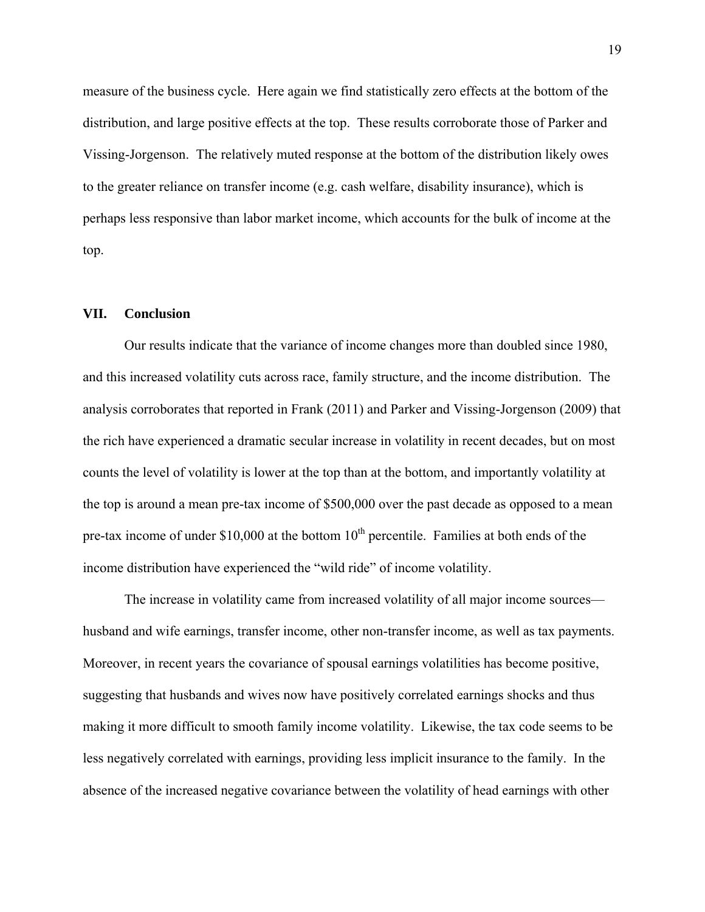measure of the business cycle. Here again we find statistically zero effects at the bottom of the distribution, and large positive effects at the top. These results corroborate those of Parker and Vissing-Jorgenson. The relatively muted response at the bottom of the distribution likely owes to the greater reliance on transfer income (e.g. cash welfare, disability insurance), which is perhaps less responsive than labor market income, which accounts for the bulk of income at the top.

## VII. Conclusion

Our results indicate that the variance of income changes more than doubled since 1980, and this increased volatility cuts across race, family structure, and the income distribution. The analysis corroborates that reported in Frank (2011) and Parker and Vissing-Jorgenson (2009) that the rich have experienced a dramatic secular increase in volatility in recent decades, but on most counts the level of volatility is lower at the top than at the bottom, and importantly volatility at the top is around a mean pre-tax income of $500,000 over the past decade as opposed to a mean pre-tax income of under $10,000 at the bottom 10th percentile. Families at both ends of the income distribution have experienced the "wild ride" of income volatility.

The increase in volatility came from increased volatility of all major income sources—husband and wife earnings, transfer income, other non-transfer income, as well as tax payments. Moreover, in recent years the covariance of spousal earnings volatilities has become positive, suggesting that husbands and wives now have positively correlated earnings shocks and thus making it more difficult to smooth family income volatility. Likewise, the tax code seems to be less negatively correlated with earnings, providing less implicit insurance to the family. In the absence of the increased negative covariance between the volatility of head earnings with other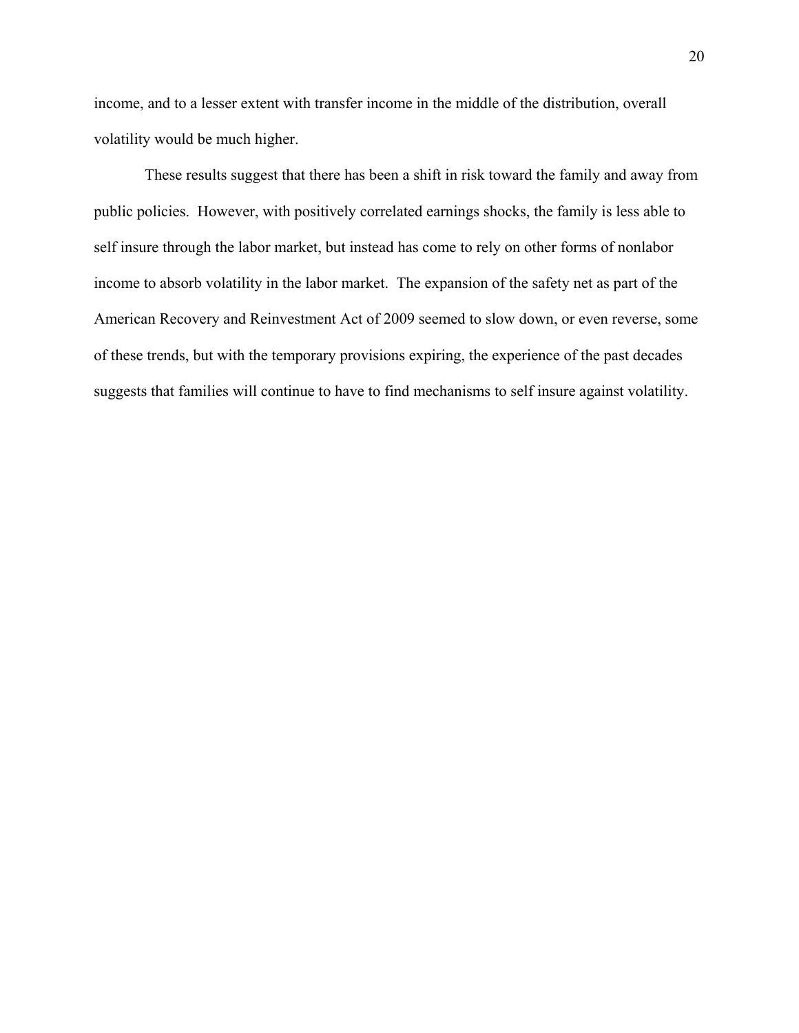income, and to a lesser extent with transfer income in the middle of the distribution, overall volatility would be much higher.

These results suggest that there has been a shift in risk toward the family and away from public policies. However, with positively correlated earnings shocks, the family is less able to self insure through the labor market, but instead has come to rely on other forms of nonlabor income to absorb volatility in the labor market. The expansion of the safety net as part of the American Recovery and Reinvestment Act of 2009 seemed to slow down, or even reverse, some of these trends, but with the temporary provisions expiring, the experience of the past decades suggests that families will continue to have to find mechanisms to self insure against volatility.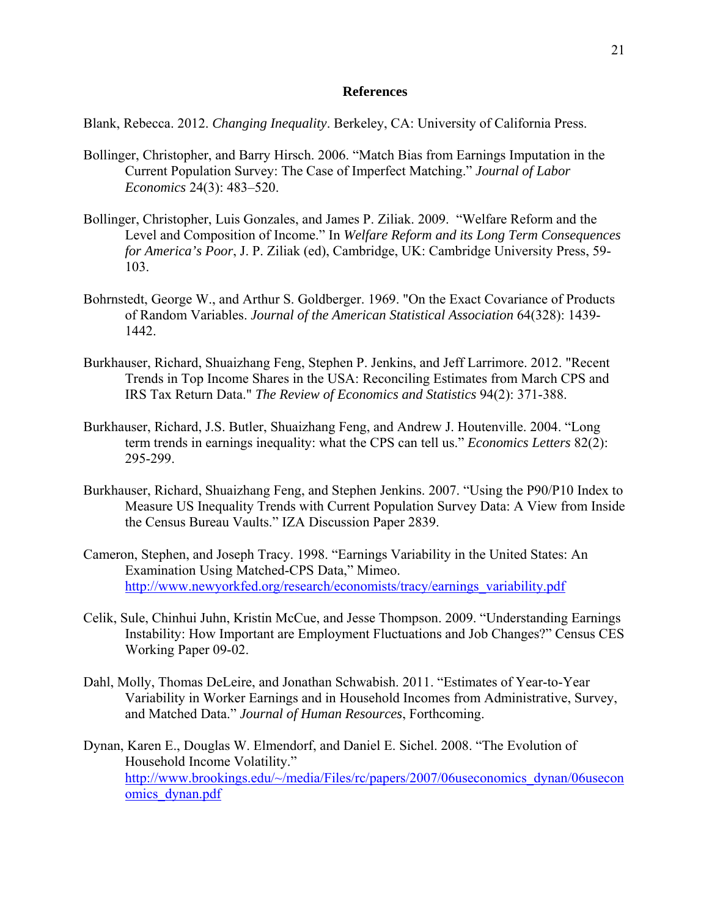## References

Blank, Rebecca. 2012. *Changing Inequality*. Berkeley, CA: University of California Press.

Bollinger, Christopher, and Barry Hirsch. 2006. "Match Bias from Earnings Imputation in the Current Population Survey: The Case of Imperfect Matching." *Journal of Labor Economics* 24(3): 483–520.

Bollinger, Christopher, Luis Gonzales, and James P. Ziliak. 2009. "Welfare Reform and the Level and Composition of Income." In *Welfare Reform and its Long Term Consequences for America's Poor*, J. P. Ziliak (ed), Cambridge, UK: Cambridge University Press, 59-103.

Bohrnstedt, George W., and Arthur S. Goldberger. 1969. "On the Exact Covariance of Products of Random Variables. *Journal of the American Statistical Association* 64(328): 1439-1442.

Burkhauser, Richard, Shuaizhang Feng, Stephen P. Jenkins, and Jeff Larrimore. 2012. "Recent Trends in Top Income Shares in the USA: Reconciling Estimates from March CPS and IRS Tax Return Data." *The Review of Economics and Statistics* 94(2): 371-388.

Burkhauser, Richard, J.S. Butler, Shuaizhang Feng, and Andrew J. Houtenville. 2004. "Long term trends in earnings inequality: what the CPS can tell us." *Economics Letters* 82(2): 295-299.

Burkhauser, Richard, Shuaizhang Feng, and Stephen Jenkins. 2007. "Using the P90/P10 Index to Measure US Inequality Trends with Current Population Survey Data: A View from Inside the Census Bureau Vaults." IZA Discussion Paper 2839.

Cameron, Stephen, and Joseph Tracy. 1998. "Earnings Variability in the United States: An Examination Using Matched-CPS Data," Mimeo. http://www.newyorkfed.org/research/economists/tracy/earnings_variability.pdf

Celik, Sule, Chinhui Juhn, Kristin McCue, and Jesse Thompson. 2009. "Understanding Earnings Instability: How Important are Employment Fluctuations and Job Changes?" Census CES Working Paper 09-02.

Dahl, Molly, Thomas DeLeire, and Jonathan Schwabish. 2011. "Estimates of Year-to-Year Variability in Worker Earnings and in Household Incomes from Administrative, Survey, and Matched Data." *Journal of Human Resources*, Forthcoming.

Dynan, Karen E., Douglas W. Elmendorf, and Daniel E. Sichel. 2008. "The Evolution of Household Income Volatility." http://www.brookings.edu/~/media/Files/rc/papers/2007/06useconomics_dynan/06useconomics_dynan.pdf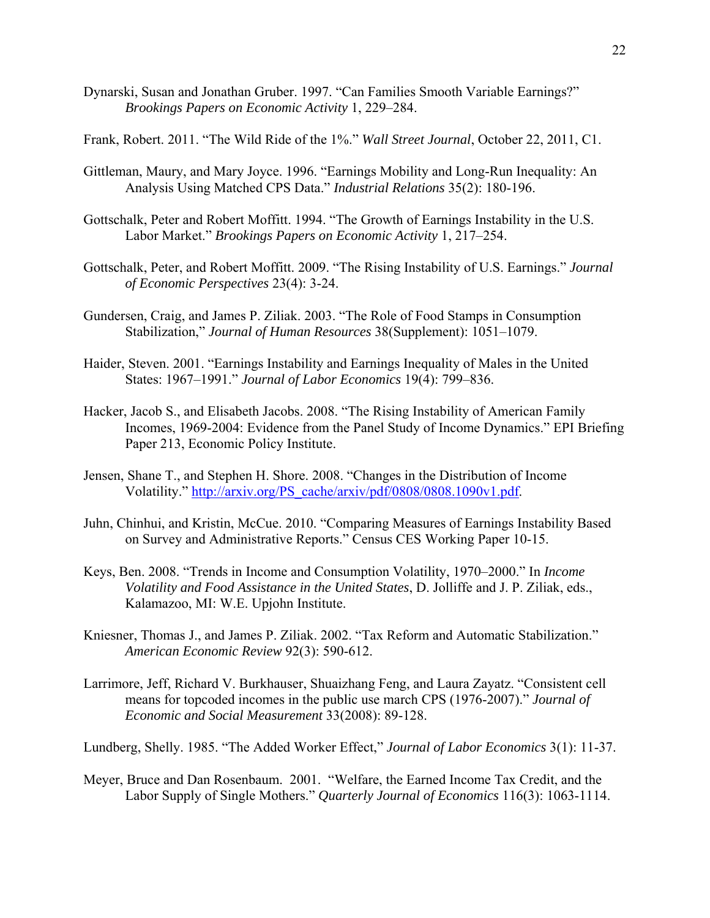Dynarski, Susan and Jonathan Gruber. 1997. "Can Families Smooth Variable Earnings?" *Brookings Papers on Economic Activity* 1, 229–284.

Frank, Robert. 2011. "The Wild Ride of the 1%." *Wall Street Journal*, October 22, 2011, C1.

Gittleman, Maury, and Mary Joyce. 1996. "Earnings Mobility and Long-Run Inequality: An Analysis Using Matched CPS Data." *Industrial Relations* 35(2): 180-196.

Gottschalk, Peter and Robert Moffitt. 1994. "The Growth of Earnings Instability in the U.S. Labor Market." *Brookings Papers on Economic Activity* 1, 217–254.

Gottschalk, Peter, and Robert Moffitt. 2009. "The Rising Instability of U.S. Earnings." *Journal of Economic Perspectives* 23(4): 3-24.

Gundersen, Craig, and James P. Ziliak. 2003. "The Role of Food Stamps in Consumption Stabilization," *Journal of Human Resources* 38(Supplement): 1051–1079.

Haider, Steven. 2001. "Earnings Instability and Earnings Inequality of Males in the United States: 1967–1991." *Journal of Labor Economics* 19(4): 799–836.

Hacker, Jacob S., and Elisabeth Jacobs. 2008. "The Rising Instability of American Family Incomes, 1969-2004: Evidence from the Panel Study of Income Dynamics." EPI Briefing Paper 213, Economic Policy Institute.

Jensen, Shane T., and Stephen H. Shore. 2008. "Changes in the Distribution of Income Volatility." http://arxiv.org/PS_cache/arxiv/pdf/0808/0808.1090v1.pdf.

Juhn, Chinhui, and Kristin, McCue. 2010. "Comparing Measures of Earnings Instability Based on Survey and Administrative Reports." Census CES Working Paper 10-15.

Keys, Ben. 2008. "Trends in Income and Consumption Volatility, 1970–2000." In *Income Volatility and Food Assistance in the United States*, D. Jolliffe and J. P. Ziliak, eds., Kalamazoo, MI: W.E. Upjohn Institute.

Kniesner, Thomas J., and James P. Ziliak. 2002. "Tax Reform and Automatic Stabilization." *American Economic Review* 92(3): 590-612.

Larrimore, Jeff, Richard V. Burkhauser, Shuaizhang Feng, and Laura Zayatz. "Consistent cell means for topcoded incomes in the public use march CPS (1976-2007)." *Journal of Economic and Social Measurement* 33(2008): 89-128.

Lundberg, Shelly. 1985. "The Added Worker Effect," *Journal of Labor Economics* 3(1): 11-37.

Meyer, Bruce and Dan Rosenbaum. 2001. "Welfare, the Earned Income Tax Credit, and the Labor Supply of Single Mothers." *Quarterly Journal of Economics* 116(3): 1063-1114.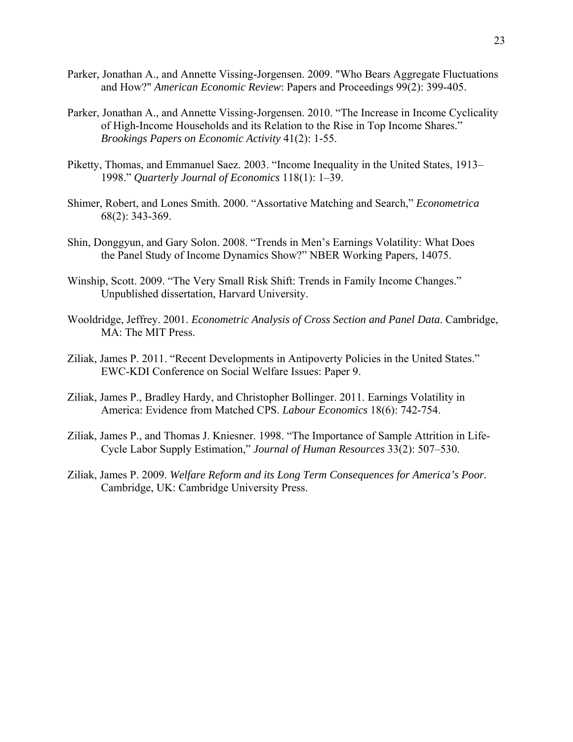Parker, Jonathan A., and Annette Vissing-Jorgensen. 2009. "Who Bears Aggregate Fluctuations and How?" *American Economic Review*: Papers and Proceedings 99(2): 399-405.

Parker, Jonathan A., and Annette Vissing-Jorgensen. 2010. "The Increase in Income Cyclicality of High-Income Households and its Relation to the Rise in Top Income Shares." *Brookings Papers on Economic Activity* 41(2): 1-55.

Piketty, Thomas, and Emmanuel Saez. 2003. "Income Inequality in the United States, 1913–1998." *Quarterly Journal of Economics* 118(1): 1–39.

Shimer, Robert, and Lones Smith. 2000. "Assortative Matching and Search," *Econometrica* 68(2): 343-369.

Shin, Donggyun, and Gary Solon. 2008. "Trends in Men's Earnings Volatility: What Does the Panel Study of Income Dynamics Show?" NBER Working Papers, 14075.

Winship, Scott. 2009. "The Very Small Risk Shift: Trends in Family Income Changes." Unpublished dissertation, Harvard University.

Wooldridge, Jeffrey. 2001. *Econometric Analysis of Cross Section and Panel Data*. Cambridge, MA: The MIT Press.

Ziliak, James P. 2011. "Recent Developments in Antipoverty Policies in the United States." EWC-KDI Conference on Social Welfare Issues: Paper 9.

Ziliak, James P., Bradley Hardy, and Christopher Bollinger. 2011. Earnings Volatility in America: Evidence from Matched CPS. *Labour Economics* 18(6): 742-754.

Ziliak, James P., and Thomas J. Kniesner. 1998. "The Importance of Sample Attrition in Life-Cycle Labor Supply Estimation," *Journal of Human Resources* 33(2): 507–530.

Ziliak, James P. 2009. *Welfare Reform and its Long Term Consequences for America's Poor.* Cambridge, UK: Cambridge University Press.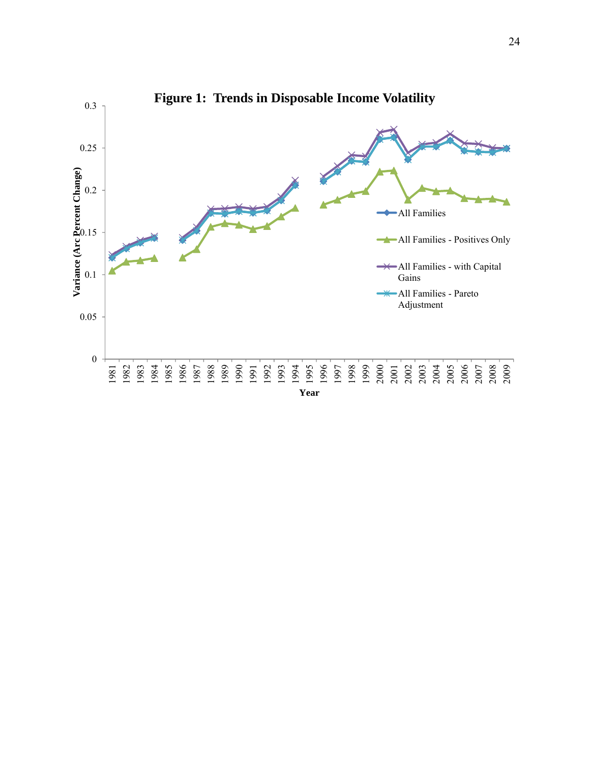**Figure 1: Trends in Disposable Income Volatility**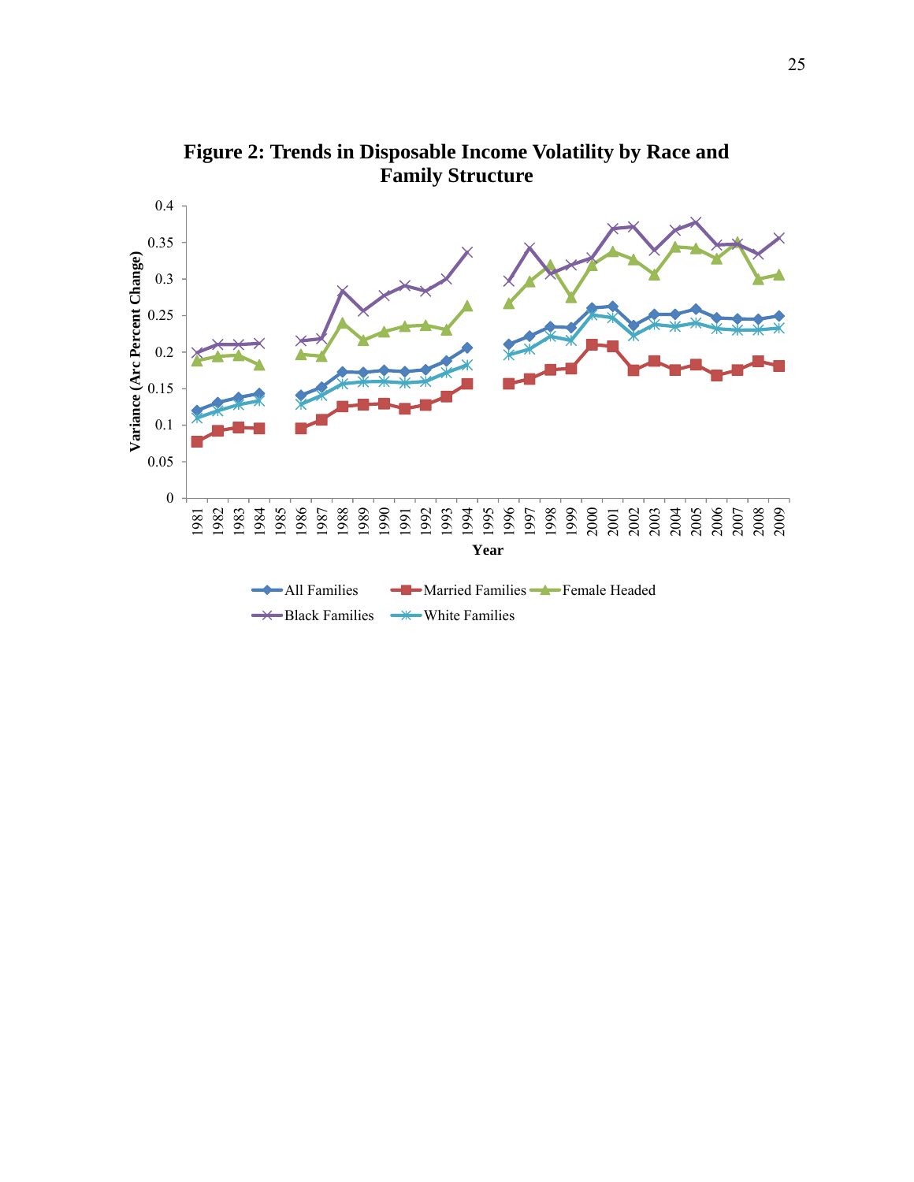**Figure 2: Trends in Disposable Income Volatility by Race and Family Structure**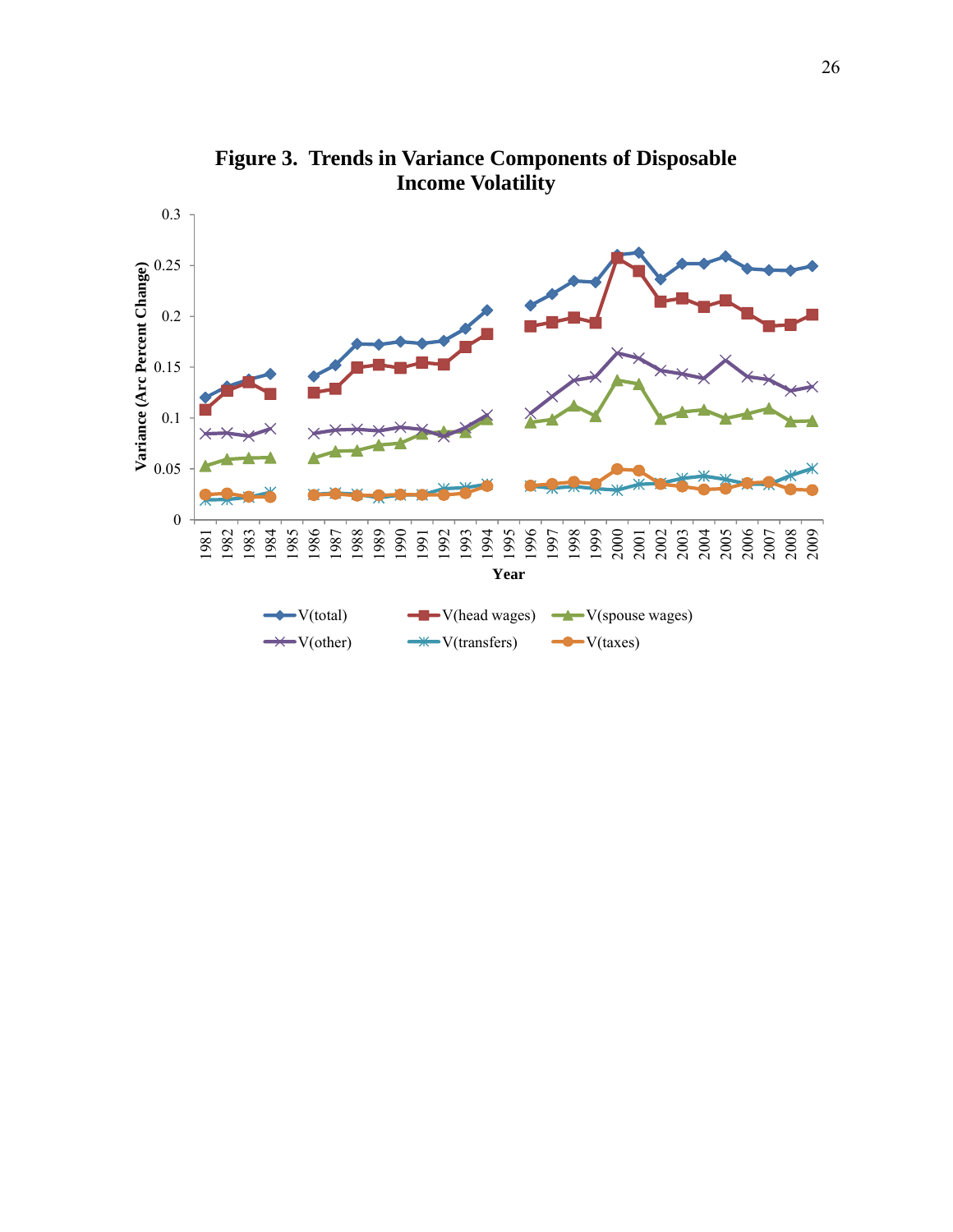**Figure 3. Trends in Variance Components of Disposable Income Volatility**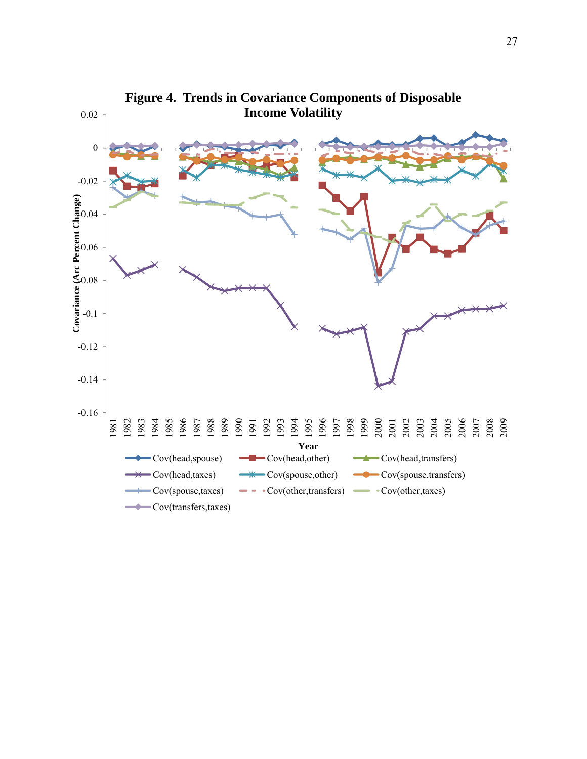**Figure 4. Trends in Covariance Components of Disposable Income Volatility**

Covariance (Arc Percent Change)

Year

Cov(head,spouse) | Cov(head,other) | Cov(head,transfers) | Cov(head,taxes) | Cov(spouse,other) | Cov(spouse,transfers) | Cov(spouse,taxes) | Cov(other,transfers) | Cov(other,taxes) | Cov(transfers,taxes)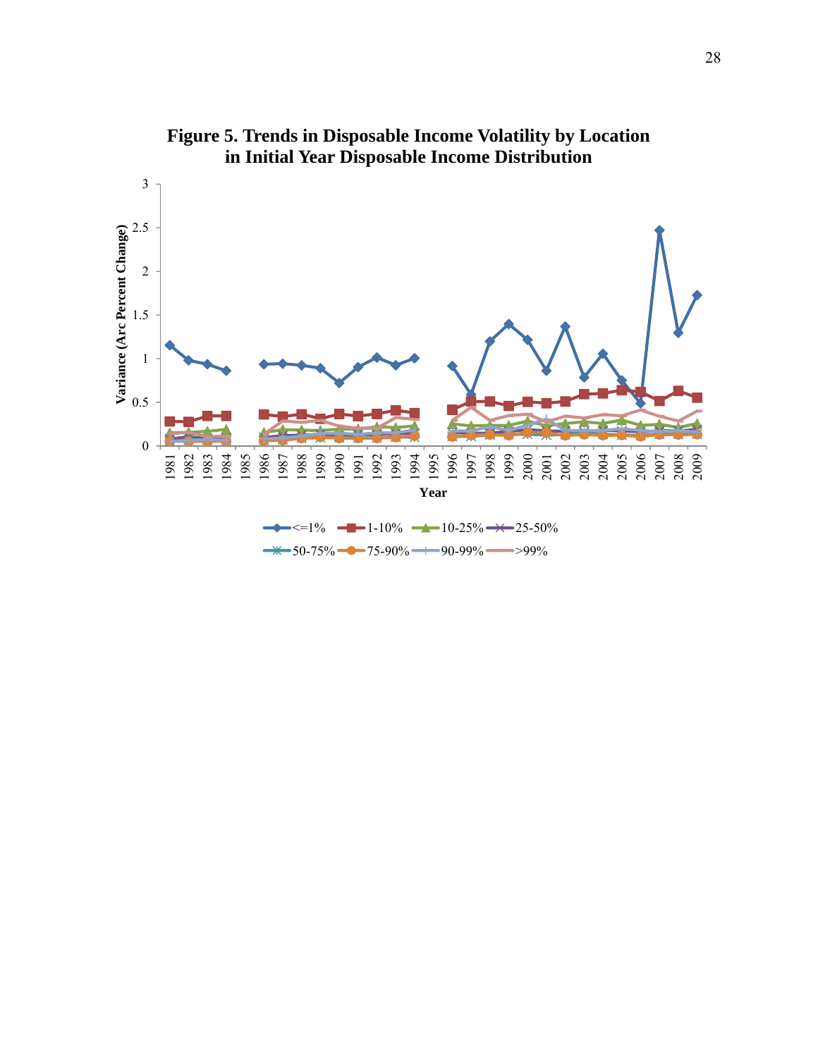**Figure 5. Trends in Disposable Income Volatility by Location in Initial Year Disposable Income Distribution**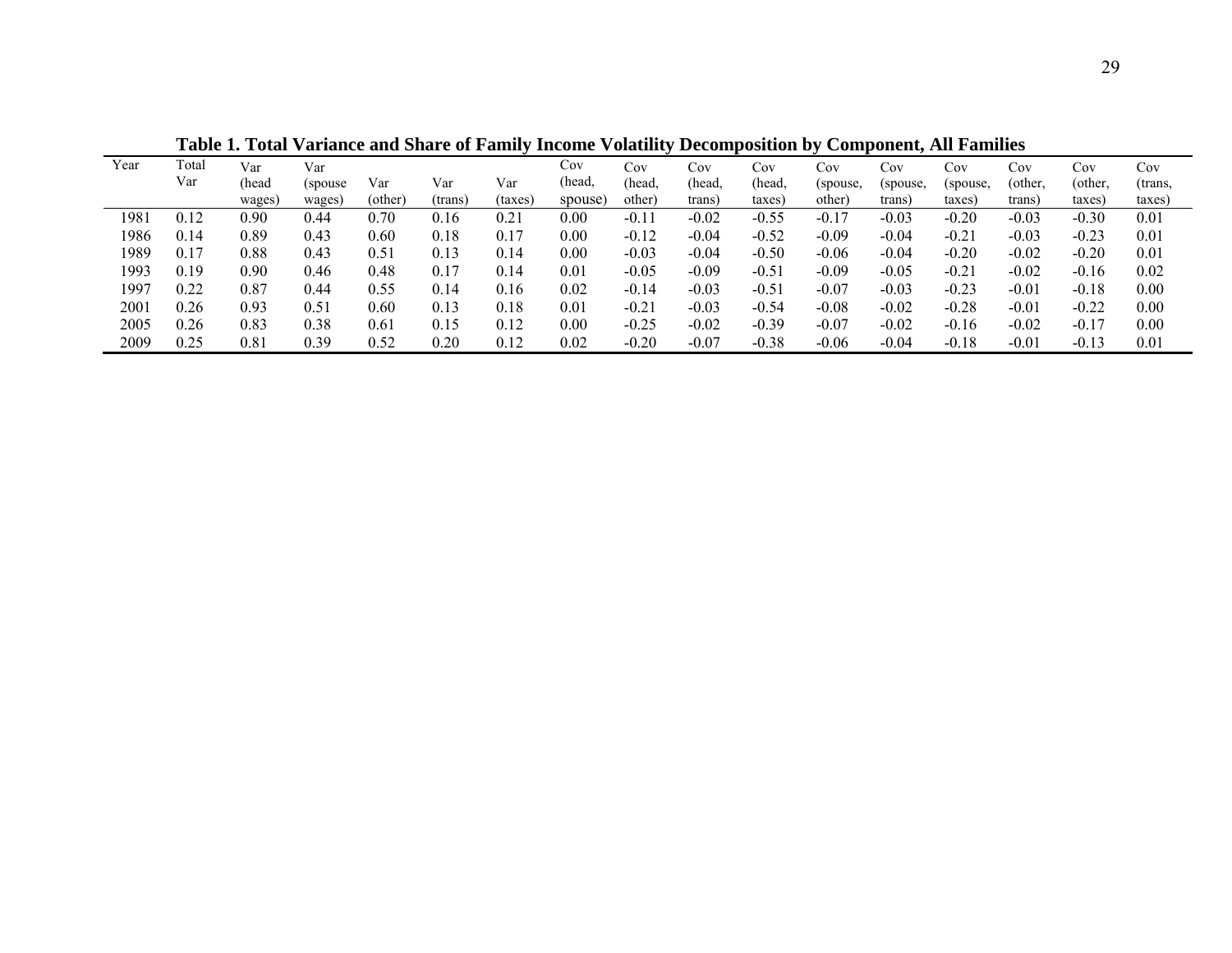**Table 1. Total Variance and Share of Family Income Volatility Decomposition by Component, All Families**

| Year | Total Var | Var (head wages) | Var (spouse wages) | Var (other) | Var (trans) | Var (taxes) | Cov (head, spouse) | Cov (head, other) | Cov (head, trans) | Cov (head, taxes) | Cov (spouse, other) | Cov (spouse, trans) | Cov (spouse, taxes) | Cov (other, trans) | Cov (other, taxes) | Cov (trans, taxes) |
|---|---|---|---|---|---|---|---|---|---|---|---|---|---|---|---|---|
| 1981 | 0.12 | 0.90 | 0.44 | 0.70 | 0.16 | 0.21 | 0.00 | -0.11 | -0.02 | -0.55 | -0.17 | -0.03 | -0.20 | -0.03 | -0.30 | 0.01 |
| 1986 | 0.14 | 0.89 | 0.43 | 0.60 | 0.18 | 0.17 | 0.00 | -0.12 | -0.04 | -0.52 | -0.09 | -0.04 | -0.21 | -0.03 | -0.23 | 0.01 |
| 1989 | 0.17 | 0.88 | 0.43 | 0.51 | 0.13 | 0.14 | 0.00 | -0.03 | -0.04 | -0.50 | -0.06 | -0.04 | -0.20 | -0.02 | -0.20 | 0.01 |
| 1993 | 0.19 | 0.90 | 0.46 | 0.48 | 0.17 | 0.14 | 0.01 | -0.05 | -0.09 | -0.51 | -0.09 | -0.05 | -0.21 | -0.02 | -0.16 | 0.02 |
| 1997 | 0.22 | 0.87 | 0.44 | 0.55 | 0.14 | 0.16 | 0.02 | -0.14 | -0.03 | -0.51 | -0.07 | -0.03 | -0.23 | -0.01 | -0.18 | 0.00 |
| 2001 | 0.26 | 0.93 | 0.51 | 0.60 | 0.13 | 0.18 | 0.01 | -0.21 | -0.03 | -0.54 | -0.08 | -0.02 | -0.28 | -0.01 | -0.22 | 0.00 |
| 2005 | 0.26 | 0.83 | 0.38 | 0.61 | 0.15 | 0.12 | 0.00 | -0.25 | -0.02 | -0.39 | -0.07 | -0.02 | -0.16 | -0.02 | -0.17 | 0.00 |
| 2009 | 0.25 | 0.81 | 0.39 | 0.52 | 0.20 | 0.12 | 0.02 | -0.20 | -0.07 | -0.38 | -0.06 | -0.04 | -0.18 | -0.01 | -0.13 | 0.01 |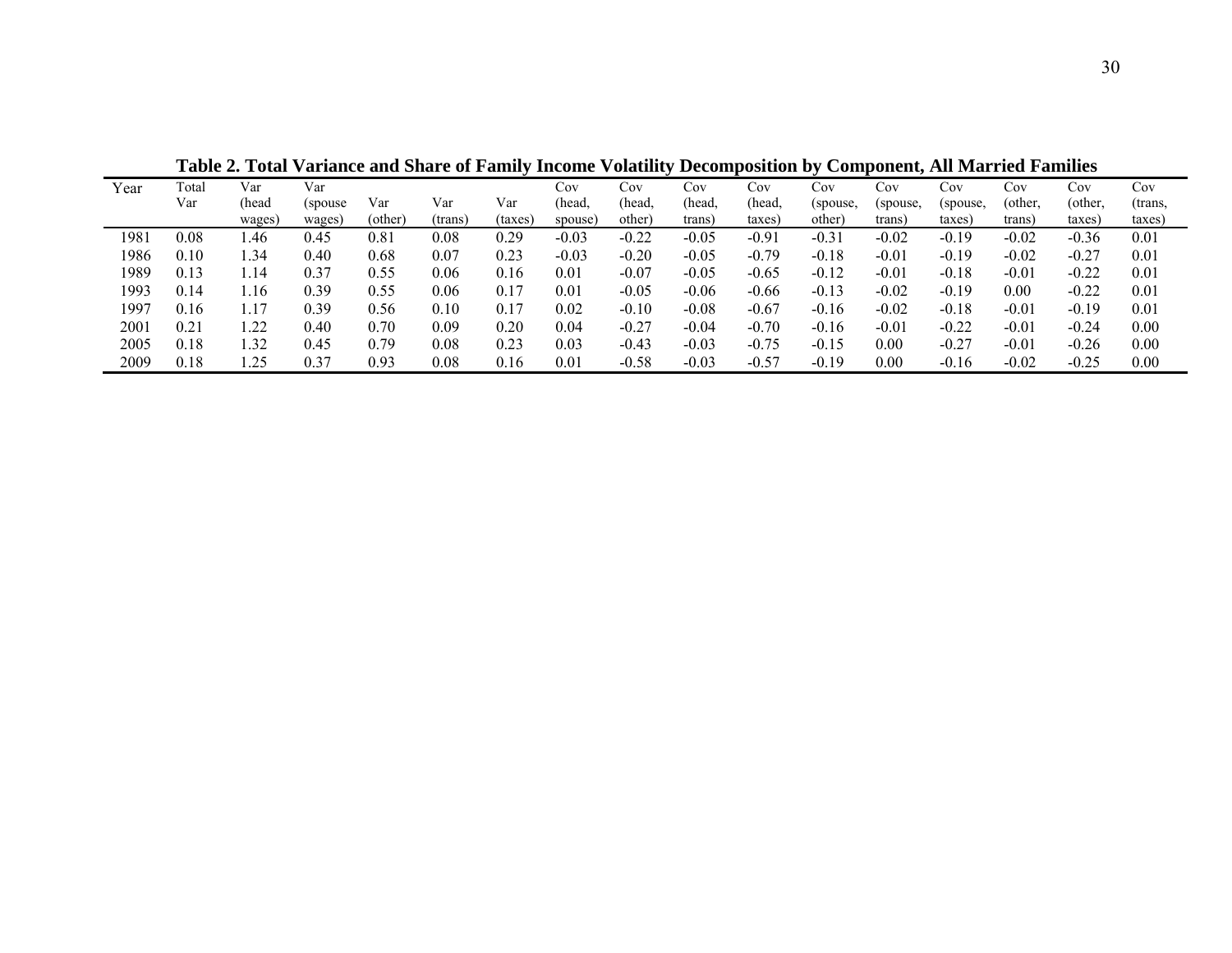**Table 2. Total Variance and Share of Family Income Volatility Decomposition by Component, All Married Families**

| Year | Total Var | Var (head wages) | Var (spouse wages) | Var (other) | Var (trans) | Var (taxes) | Cov (head, spouse) | Cov (head, other) | Cov (head, trans) | Cov (head, taxes) | Cov (spouse, other) | Cov (spouse, trans) | Cov (spouse, taxes) | Cov (other, trans) | Cov (other, taxes) | Cov (trans, taxes) |
|---|---|---|---|---|---|---|---|---|---|---|---|---|---|---|---|---|
| 1981 | 0.08 | 1.46 | 0.45 | 0.81 | 0.08 | 0.29 | -0.03 | -0.22 | -0.05 | -0.91 | -0.31 | -0.02 | -0.19 | -0.02 | -0.36 | 0.01 |
| 1986 | 0.10 | 1.34 | 0.40 | 0.68 | 0.07 | 0.23 | -0.03 | -0.20 | -0.05 | -0.79 | -0.18 | -0.01 | -0.19 | -0.02 | -0.27 | 0.01 |
| 1989 | 0.13 | 1.14 | 0.37 | 0.55 | 0.06 | 0.16 | 0.01 | -0.07 | -0.05 | -0.65 | -0.12 | -0.01 | -0.18 | -0.01 | -0.22 | 0.01 |
| 1993 | 0.14 | 1.16 | 0.39 | 0.55 | 0.06 | 0.17 | 0.01 | -0.05 | -0.06 | -0.66 | -0.13 | -0.02 | -0.19 | 0.00 | -0.22 | 0.01 |
| 1997 | 0.16 | 1.17 | 0.39 | 0.56 | 0.10 | 0.17 | 0.02 | -0.10 | -0.08 | -0.67 | -0.16 | -0.02 | -0.18 | -0.01 | -0.19 | 0.01 |
| 2001 | 0.21 | 1.22 | 0.40 | 0.70 | 0.09 | 0.20 | 0.04 | -0.27 | -0.04 | -0.70 | -0.16 | -0.01 | -0.22 | -0.01 | -0.24 | 0.00 |
| 2005 | 0.18 | 1.32 | 0.45 | 0.79 | 0.08 | 0.23 | 0.03 | -0.43 | -0.03 | -0.75 | -0.15 | 0.00 | -0.27 | -0.01 | -0.26 | 0.00 |
| 2009 | 0.18 | 1.25 | 0.37 | 0.93 | 0.08 | 0.16 | 0.01 | -0.58 | -0.03 | -0.57 | -0.19 | 0.00 | -0.16 | -0.02 | -0.25 | 0.00 |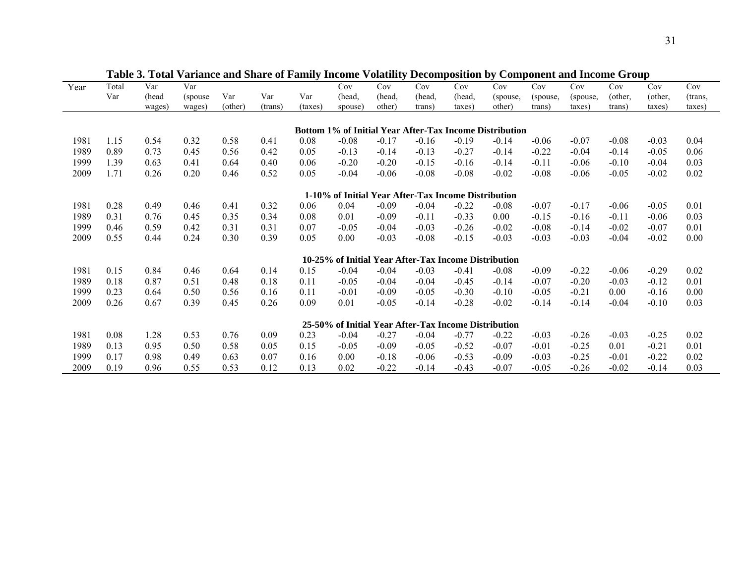**Table 3. Total Variance and Share of Family Income Volatility Decomposition by Component and Income Group**

| Year | Total Var | Var (head wages) | Var (spouse wages) | Var (other) | Var (trans) | Var (taxes) | Cov (head, spouse) | Cov (head, other) | Cov (head, trans) | Cov (head, taxes) | Cov (spouse, other) | Cov (spouse, trans) | Cov (spouse, taxes) | Cov (other, trans) | Cov (other, taxes) | Cov (trans, taxes) |
|---|---|---|---|---|---|---|---|---|---|---|---|---|---|---|---|---|
| **Bottom 1% of Initial Year After-Tax Income Distribution** | | | | | | | | | | | | | | | | |
| 1981 | 1.15 | 0.54 | 0.32 | 0.58 | 0.41 | 0.08 | -0.08 | -0.17 | -0.16 | -0.19 | -0.14 | -0.06 | -0.07 | -0.08 | -0.03 | 0.04 |
| 1989 | 0.89 | 0.73 | 0.45 | 0.56 | 0.42 | 0.05 | -0.13 | -0.14 | -0.13 | -0.27 | -0.14 | -0.22 | -0.04 | -0.14 | -0.05 | 0.06 |
| 1999 | 1.39 | 0.63 | 0.41 | 0.64 | 0.40 | 0.06 | -0.20 | -0.20 | -0.15 | -0.16 | -0.14 | -0.11 | -0.06 | -0.10 | -0.04 | 0.03 |
| 2009 | 1.71 | 0.26 | 0.20 | 0.46 | 0.52 | 0.05 | -0.04 | -0.06 | -0.08 | -0.08 | -0.02 | -0.08 | -0.06 | -0.05 | -0.02 | 0.02 |
| **1-10% of Initial Year After-Tax Income Distribution** | | | | | | | | | | | | | | | | |
| 1981 | 0.28 | 0.49 | 0.46 | 0.41 | 0.32 | 0.06 | 0.04 | -0.09 | -0.04 | -0.22 | -0.08 | -0.07 | -0.17 | -0.06 | -0.05 | 0.01 |
| 1989 | 0.31 | 0.76 | 0.45 | 0.35 | 0.34 | 0.08 | 0.01 | -0.09 | -0.11 | -0.33 | 0.00 | -0.15 | -0.16 | -0.11 | -0.06 | 0.03 |
| 1999 | 0.46 | 0.59 | 0.42 | 0.31 | 0.31 | 0.07 | -0.05 | -0.04 | -0.03 | -0.26 | -0.02 | -0.08 | -0.14 | -0.02 | -0.07 | 0.01 |
| 2009 | 0.55 | 0.44 | 0.24 | 0.30 | 0.39 | 0.05 | 0.00 | -0.03 | -0.08 | -0.15 | -0.03 | -0.03 | -0.03 | -0.04 | -0.02 | 0.00 |
| **10-25% of Initial Year After-Tax Income Distribution** | | | | | | | | | | | | | | | | |
| 1981 | 0.15 | 0.84 | 0.46 | 0.64 | 0.14 | 0.15 | -0.04 | -0.04 | -0.03 | -0.41 | -0.08 | -0.09 | -0.22 | -0.06 | -0.29 | 0.02 |
| 1989 | 0.18 | 0.87 | 0.51 | 0.48 | 0.18 | 0.11 | -0.05 | -0.04 | -0.04 | -0.45 | -0.14 | -0.07 | -0.20 | -0.03 | -0.12 | 0.01 |
| 1999 | 0.23 | 0.64 | 0.50 | 0.56 | 0.16 | 0.11 | -0.01 | -0.09 | -0.05 | -0.30 | -0.10 | -0.05 | -0.21 | 0.00 | -0.16 | 0.00 |
| 2009 | 0.26 | 0.67 | 0.39 | 0.45 | 0.26 | 0.09 | 0.01 | -0.05 | -0.14 | -0.28 | -0.02 | -0.14 | -0.14 | -0.04 | -0.10 | 0.03 |
| **25-50% of Initial Year After-Tax Income Distribution** | | | | | | | | | | | | | | | | |
| 1981 | 0.08 | 1.28 | 0.53 | 0.76 | 0.09 | 0.23 | -0.04 | -0.27 | -0.04 | -0.77 | -0.22 | -0.03 | -0.26 | -0.03 | -0.25 | 0.02 |
| 1989 | 0.13 | 0.95 | 0.50 | 0.58 | 0.05 | 0.15 | -0.05 | -0.09 | -0.05 | -0.52 | -0.07 | -0.01 | -0.25 | 0.01 | -0.21 | 0.01 |
| 1999 | 0.17 | 0.98 | 0.49 | 0.63 | 0.07 | 0.16 | 0.00 | -0.18 | -0.06 | -0.53 | -0.09 | -0.03 | -0.25 | -0.01 | -0.22 | 0.02 |
| 2009 | 0.19 | 0.96 | 0.55 | 0.53 | 0.12 | 0.13 | 0.02 | -0.22 | -0.14 | -0.43 | -0.07 | -0.05 | -0.26 | -0.02 | -0.14 | 0.03 |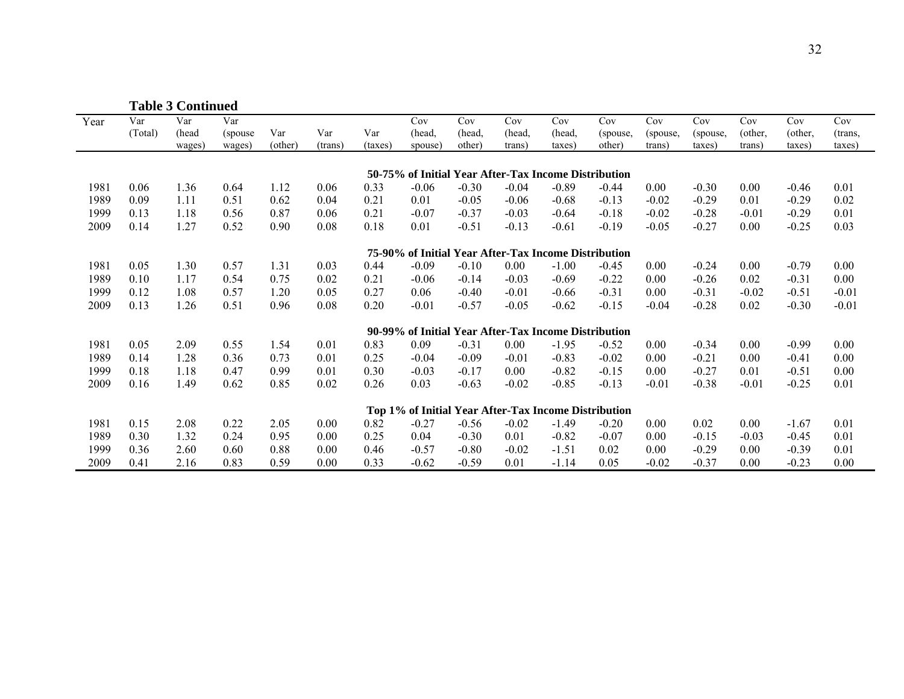**Table 3 Continued**

| Year | Var (Total) | Var (head wages) | Var (spouse wages) | Var (other) | Var (trans) | Var (taxes) | Cov (head, spouse) | Cov (head, other) | Cov (head, trans) | Cov (head, taxes) | Cov (spouse, other) | Cov (spouse, trans) | Cov (spouse, taxes) | Cov (other, trans) | Cov (other, taxes) | Cov (trans, taxes) |
|---|---|---|---|---|---|---|---|---|---|---|---|---|---|---|---|---|
| **50-75% of Initial Year After-Tax Income Distribution** | | | | | | | | | | | | | | | | |
| 1981 | 0.06 | 1.36 | 0.64 | 1.12 | 0.06 | 0.33 | -0.06 | -0.30 | -0.04 | -0.89 | -0.44 | 0.00 | -0.30 | 0.00 | -0.46 | 0.01 |
| 1989 | 0.09 | 1.11 | 0.51 | 0.62 | 0.04 | 0.21 | 0.01 | -0.05 | -0.06 | -0.68 | -0.13 | -0.02 | -0.29 | 0.01 | -0.29 | 0.02 |
| 1999 | 0.13 | 1.18 | 0.56 | 0.87 | 0.06 | 0.21 | -0.07 | -0.37 | -0.03 | -0.64 | -0.18 | -0.02 | -0.28 | -0.01 | -0.29 | 0.01 |
| 2009 | 0.14 | 1.27 | 0.52 | 0.90 | 0.08 | 0.18 | 0.01 | -0.51 | -0.13 | -0.61 | -0.19 | -0.05 | -0.27 | 0.00 | -0.25 | 0.03 |
| **75-90% of Initial Year After-Tax Income Distribution** | | | | | | | | | | | | | | | | |
| 1981 | 0.05 | 1.30 | 0.57 | 1.31 | 0.03 | 0.44 | -0.09 | -0.10 | 0.00 | -1.00 | -0.45 | 0.00 | -0.24 | 0.00 | -0.79 | 0.00 |
| 1989 | 0.10 | 1.17 | 0.54 | 0.75 | 0.02 | 0.21 | -0.06 | -0.14 | -0.03 | -0.69 | -0.22 | 0.00 | -0.26 | 0.02 | -0.31 | 0.00 |
| 1999 | 0.12 | 1.08 | 0.57 | 1.20 | 0.05 | 0.27 | 0.06 | -0.40 | -0.01 | -0.66 | -0.31 | 0.00 | -0.31 | -0.02 | -0.51 | -0.01 |
| 2009 | 0.13 | 1.26 | 0.51 | 0.96 | 0.08 | 0.20 | -0.01 | -0.57 | -0.05 | -0.62 | -0.15 | -0.04 | -0.28 | 0.02 | -0.30 | -0.01 |
| **90-99% of Initial Year After-Tax Income Distribution** | | | | | | | | | | | | | | | | |
| 1981 | 0.05 | 2.09 | 0.55 | 1.54 | 0.01 | 0.83 | 0.09 | -0.31 | 0.00 | -1.95 | -0.52 | 0.00 | -0.34 | 0.00 | -0.99 | 0.00 |
| 1989 | 0.14 | 1.28 | 0.36 | 0.73 | 0.01 | 0.25 | -0.04 | -0.09 | -0.01 | -0.83 | -0.02 | 0.00 | -0.21 | 0.00 | -0.41 | 0.00 |
| 1999 | 0.18 | 1.18 | 0.47 | 0.99 | 0.01 | 0.30 | -0.03 | -0.17 | 0.00 | -0.82 | -0.15 | 0.00 | -0.27 | 0.01 | -0.51 | 0.00 |
| 2009 | 0.16 | 1.49 | 0.62 | 0.85 | 0.02 | 0.26 | 0.03 | -0.63 | -0.02 | -0.85 | -0.13 | -0.01 | -0.38 | -0.01 | -0.25 | 0.01 |
| **Top 1% of Initial Year After-Tax Income Distribution** | | | | | | | | | | | | | | | | |
| 1981 | 0.15 | 2.08 | 0.22 | 2.05 | 0.00 | 0.82 | -0.27 | -0.56 | -0.02 | -1.49 | -0.20 | 0.00 | 0.02 | 0.00 | -1.67 | 0.01 |
| 1989 | 0.30 | 1.32 | 0.24 | 0.95 | 0.00 | 0.25 | 0.04 | -0.30 | 0.01 | -0.82 | -0.07 | 0.00 | -0.15 | -0.03 | -0.45 | 0.01 |
| 1999 | 0.36 | 2.60 | 0.60 | 0.88 | 0.00 | 0.46 | -0.57 | -0.80 | -0.02 | -1.51 | 0.02 | 0.00 | -0.29 | 0.00 | -0.39 | 0.01 |
| 2009 | 0.41 | 2.16 | 0.83 | 0.59 | 0.00 | 0.33 | -0.62 | -0.59 | 0.01 | -1.14 | 0.05 | -0.02 | -0.37 | 0.00 | -0.23 | 0.00 |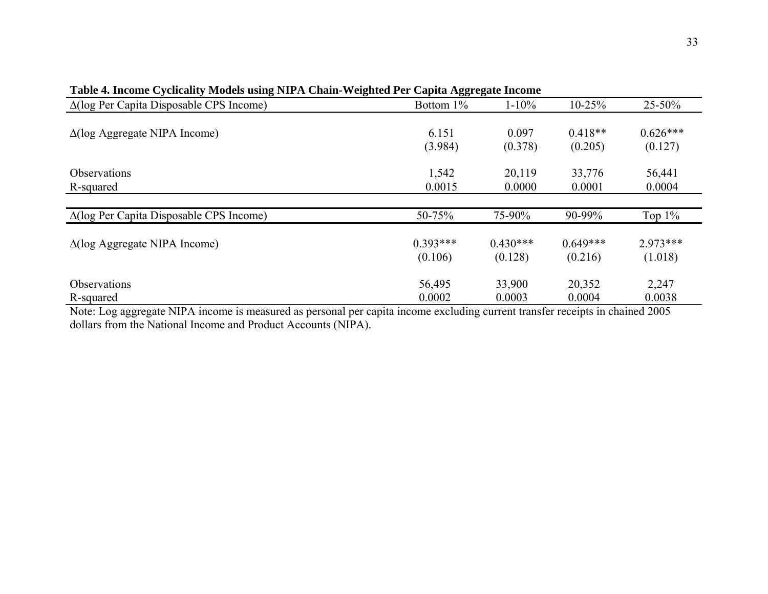**Table 4. Income Cyclicality Models using NIPA Chain-Weighted Per Capita Aggregate Income**

| Δ(log Per Capita Disposable CPS Income) | Bottom 1% | 1-10% | 10-25% | 25-50% |
|---|---|---|---|---|
| Δ(log Aggregate NIPA Income) | 6.151 | 0.097 | 0.418** | 0.626*** |
| | (3.984) | (0.378) | (0.205) | (0.127) |
| Observations | 1,542 | 20,119 | 33,776 | 56,441 |
| R-squared | 0.0015 | 0.0000 | 0.0001 | 0.0004 |

| Δ(log Per Capita Disposable CPS Income) | 50-75% | 75-90% | 90-99% | Top 1% |
|---|---|---|---|---|
| Δ(log Aggregate NIPA Income) | 0.393*** | 0.430*** | 0.649*** | 2.973*** |
| | (0.106) | (0.128) | (0.216) | (1.018) |
| Observations | 56,495 | 33,900 | 20,352 | 2,247 |
| R-squared | 0.0002 | 0.0003 | 0.0004 | 0.0038 |

Note: Log aggregate NIPA income is measured as personal per capita income excluding current transfer receipts in chained 2005 dollars from the National Income and Product Accounts (NIPA).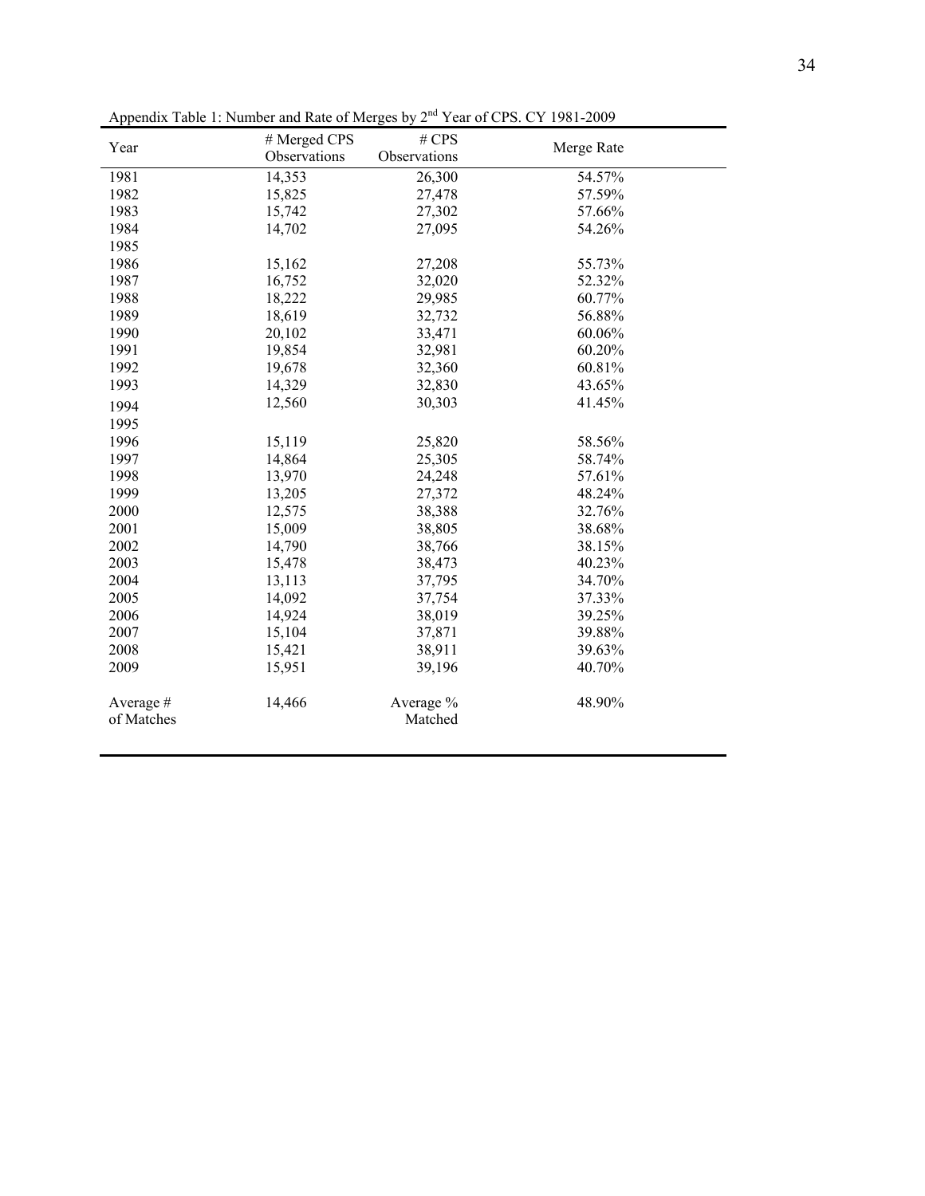Appendix Table 1: Number and Rate of Merges by 2nd Year of CPS. CY 1981-2009

| Year | # Merged CPS Observations | # CPS Observations | Merge Rate |
|---|---|---|---|
| 1981 | 14,353 | 26,300 | 54.57% |
| 1982 | 15,825 | 27,478 | 57.59% |
| 1983 | 15,742 | 27,302 | 57.66% |
| 1984 | 14,702 | 27,095 | 54.26% |
| 1985 | | | |
| 1986 | 15,162 | 27,208 | 55.73% |
| 1987 | 16,752 | 32,020 | 52.32% |
| 1988 | 18,222 | 29,985 | 60.77% |
| 1989 | 18,619 | 32,732 | 56.88% |
| 1990 | 20,102 | 33,471 | 60.06% |
| 1991 | 19,854 | 32,981 | 60.20% |
| 1992 | 19,678 | 32,360 | 60.81% |
| 1993 | 14,329 | 32,830 | 43.65% |
| 1994 | 12,560 | 30,303 | 41.45% |
| 1995 | | | |
| 1996 | 15,119 | 25,820 | 58.56% |
| 1997 | 14,864 | 25,305 | 58.74% |
| 1998 | 13,970 | 24,248 | 57.61% |
| 1999 | 13,205 | 27,372 | 48.24% |
| 2000 | 12,575 | 38,388 | 32.76% |
| 2001 | 15,009 | 38,805 | 38.68% |
| 2002 | 14,790 | 38,766 | 38.15% |
| 2003 | 15,478 | 38,473 | 40.23% |
| 2004 | 13,113 | 37,795 | 34.70% |
| 2005 | 14,092 | 37,754 | 37.33% |
| 2006 | 14,924 | 38,019 | 39.25% |
| 2007 | 15,104 | 37,871 | 39.88% |
| 2008 | 15,421 | 38,911 | 39.63% |
| 2009 | 15,951 | 39,196 | 40.70% |
| Average # of Matches | 14,466 | Average % Matched | 48.90% |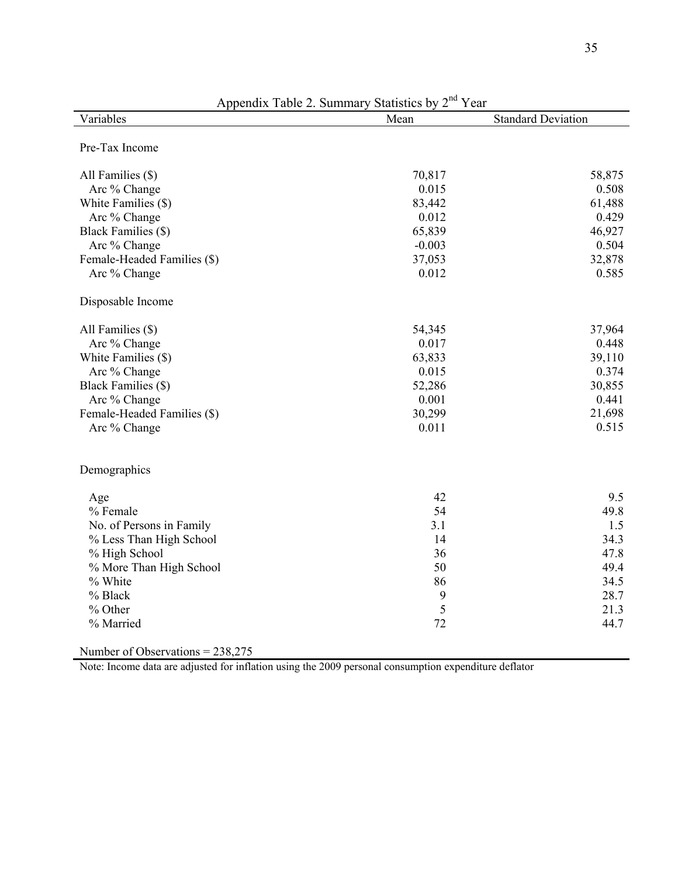Appendix Table 2. Summary Statistics by $2^{nd}$ Year

| Variables | Mean | Standard Deviation |
|---|---|---|
| Pre-Tax Income | | |
| All Families ($) | 70,817 | 58,875 |
| Arc % Change | 0.015 | 0.508 |
| White Families ($) | 83,442 | 61,488 |
| Arc % Change | 0.012 | 0.429 |
| Black Families ($) | 65,839 | 46,927 |
| Arc % Change | -0.003 | 0.504 |
| Female-Headed Families ($) | 37,053 | 32,878 |
| Arc % Change | 0.012 | 0.585 |
| Disposable Income | | |
| All Families ($) | 54,345 | 37,964 |
| Arc % Change | 0.017 | 0.448 |
| White Families ($) | 63,833 | 39,110 |
| Arc % Change | 0.015 | 0.374 |
| Black Families ($) | 52,286 | 30,855 |
| Arc % Change | 0.001 | 0.441 |
| Female-Headed Families ($) | 30,299 | 21,698 |
| Arc % Change | 0.011 | 0.515 |
| Demographics | | |
| Age | 42 | 9.5 |
| % Female | 54 | 49.8 |
| No. of Persons in Family | 3.1 | 1.5 |
| % Less Than High School | 14 | 34.3 |
| % High School | 36 | 47.8 |
| % More Than High School | 50 | 49.4 |
| % White | 86 | 34.5 |
| % Black | 9 | 28.7 |
| % Other | 5 | 21.3 |
| % Married | 72 | 44.7 |
| Number of Observations = 238,275 | | |

Note: Income data are adjusted for inflation using the 2009 personal consumption expenditure deflator